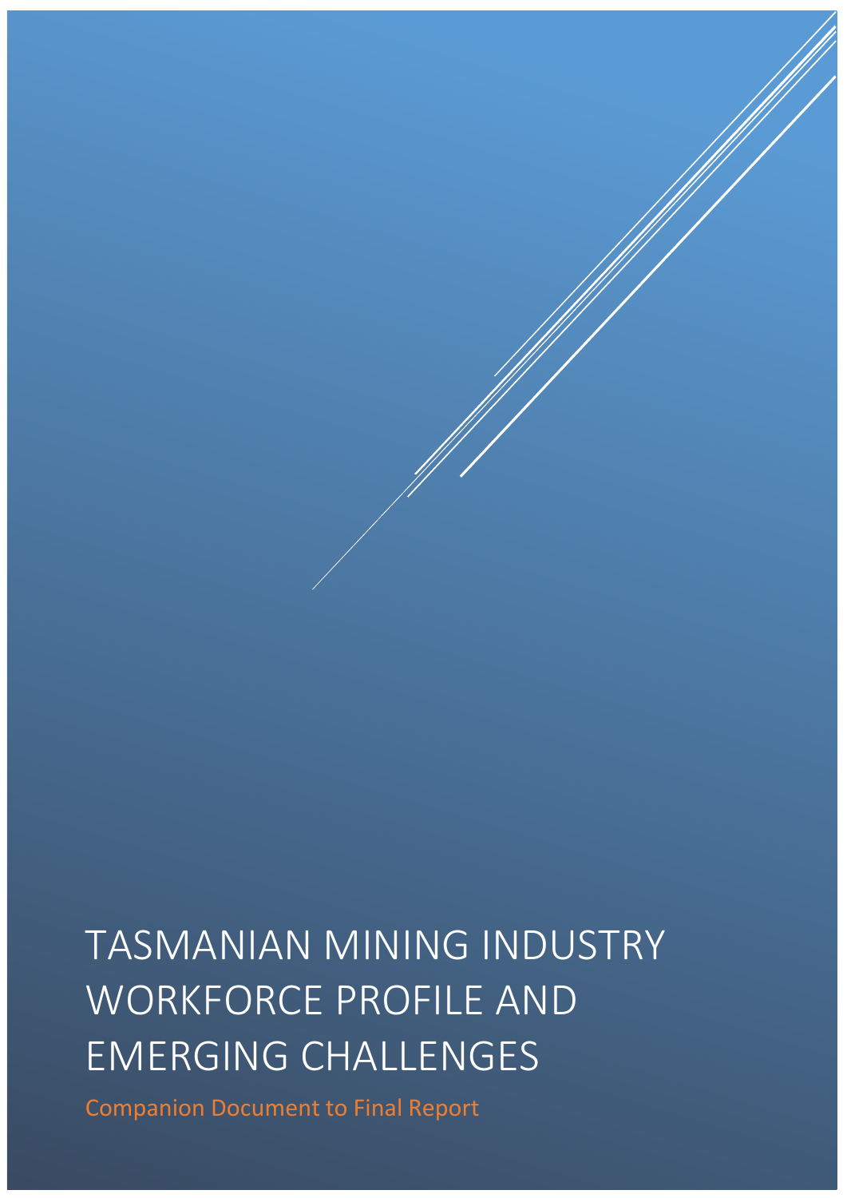# TASMANIAN MINING INDUSTRY WORKFORCE PROFILE AND EMERGING CHALLENGES

Companion Document to Final Report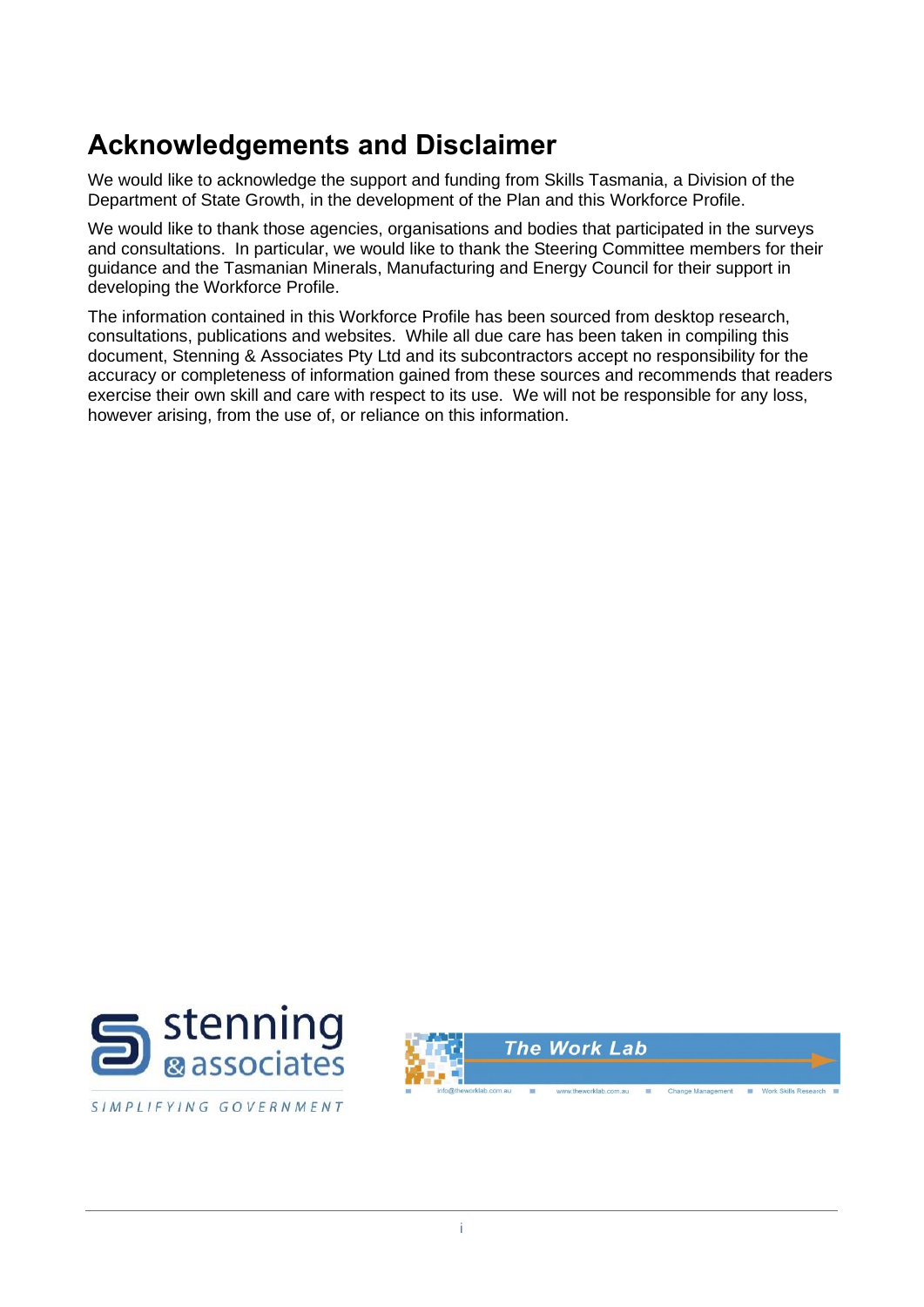# Acknowledgements and Disclaimer

We would like to acknowledge the support and funding from Skills Tasmania, a Division of the Department of State Growth, in the development of the Plan and this Workforce Profile.

We would like to thank those agencies, organisations and bodies that participated in the surveys and consultations. In particular, we would like to thank the Steering Committee members for their guidance and the Tasmanian Minerals, Manufacturing and Energy Council for their support in developing the Workforce Profile.

The information contained in this Workforce Profile has been sourced from desktop research, consultations, publications and websites. While all due care has been taken in compiling this document, Stenning & Associates Pty Ltd and its subcontractors accept no responsibility for the accuracy or completeness of information gained from these sources and recommends that readers exercise their own skill and care with respect to its use. We will not be responsible for any loss, however arising, from the use of, or reliance on this information.

stenning & associates

SIMPLIFYING GOVERNMENT

The Work Lab

info@theworklab.com.au www.theworklab.com.au Change Management Work Skills Research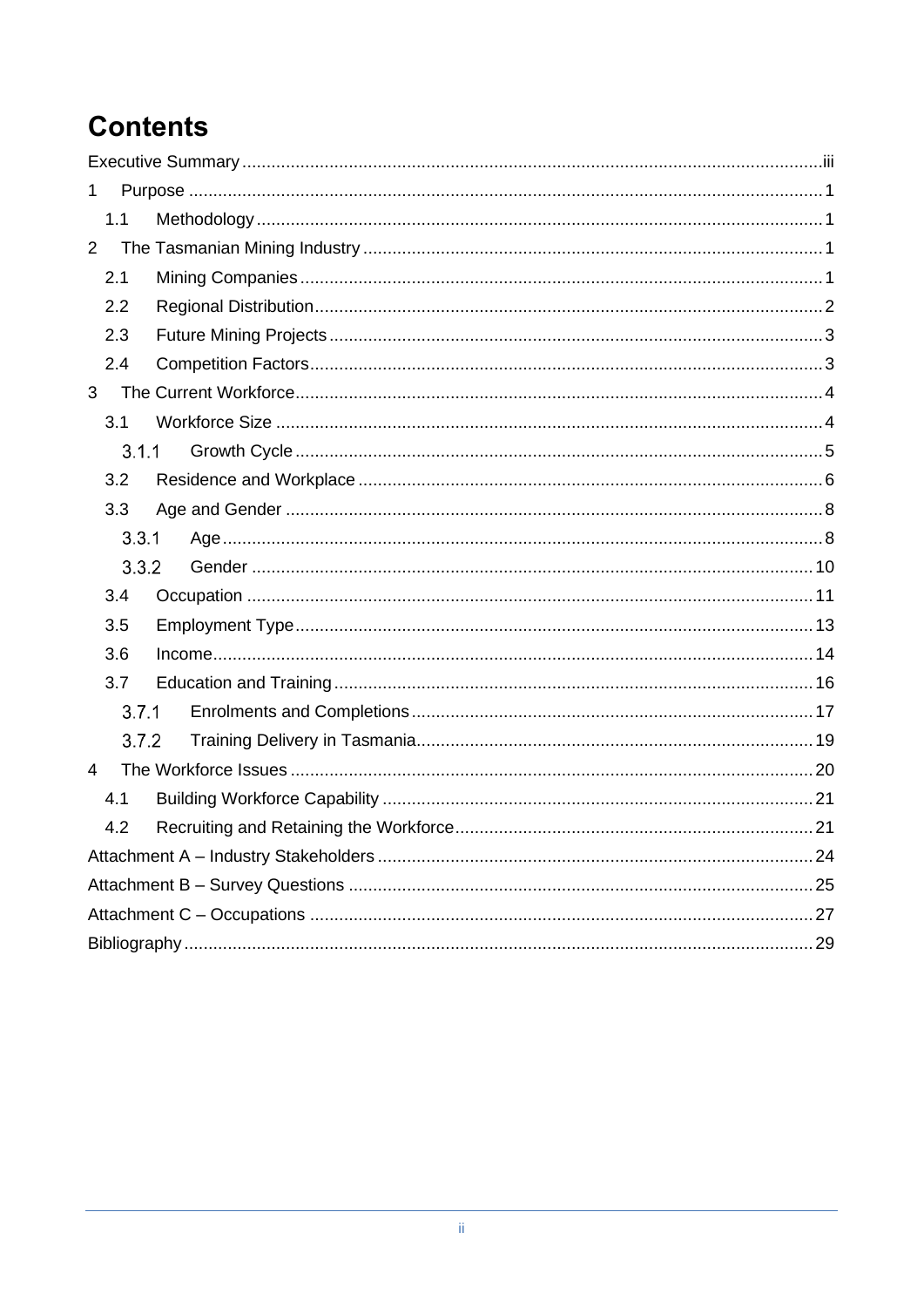# Contents

Executive Summary .......... iii

1 Purpose .......... 1

1.1 Methodology .......... 1

2 The Tasmanian Mining Industry .......... 1

2.1 Mining Companies .......... 1

2.2 Regional Distribution .......... 2

2.3 Future Mining Projects .......... 3

2.4 Competition Factors .......... 3

3 The Current Workforce .......... 4

3.1 Workforce Size .......... 4

3.1.1 Growth Cycle .......... 5

3.2 Residence and Workplace .......... 6

3.3 Age and Gender .......... 8

3.3.1 Age .......... 8

3.3.2 Gender .......... 10

3.4 Occupation .......... 11

3.5 Employment Type .......... 13

3.6 Income .......... 14

3.7 Education and Training .......... 16

3.7.1 Enrolments and Completions .......... 17

3.7.2 Training Delivery in Tasmania .......... 19

4 The Workforce Issues .......... 20

4.1 Building Workforce Capability .......... 21

4.2 Recruiting and Retaining the Workforce .......... 21

Attachment A – Industry Stakeholders .......... 24

Attachment B – Survey Questions .......... 25

Attachment C – Occupations .......... 27

Bibliography .......... 29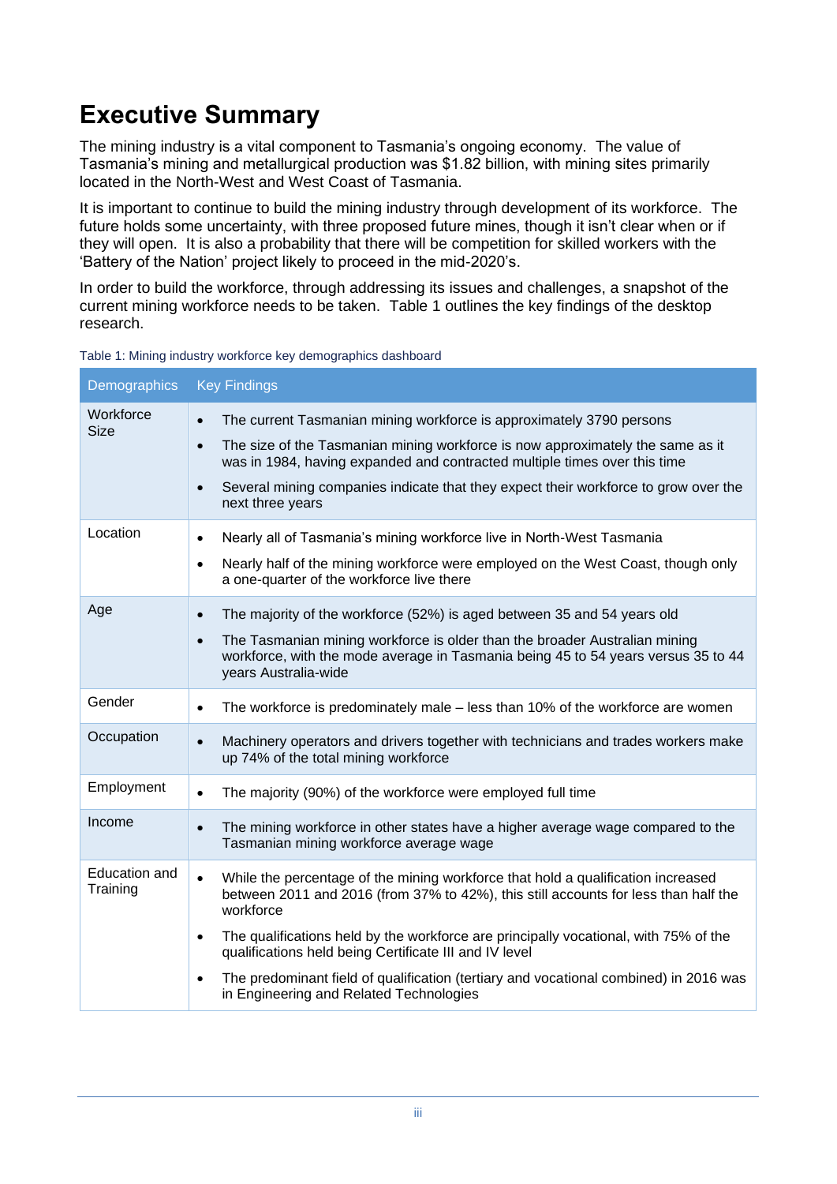# Executive Summary

The mining industry is a vital component to Tasmania's ongoing economy. The value of Tasmania's mining and metallurgical production was $1.82 billion, with mining sites primarily located in the North-West and West Coast of Tasmania.

It is important to continue to build the mining industry through development of its workforce. The future holds some uncertainty, with three proposed future mines, though it isn't clear when or if they will open. It is also a probability that there will be competition for skilled workers with the 'Battery of the Nation' project likely to proceed in the mid-2020's.

In order to build the workforce, through addressing its issues and challenges, a snapshot of the current mining workforce needs to be taken. Table 1 outlines the key findings of the desktop research.

Table 1: Mining industry workforce key demographics dashboard

| Demographics | Key Findings |
|---|---|
| Workforce Size | • The current Tasmanian mining workforce is approximately 3790 persons<br>• The size of the Tasmanian mining workforce is now approximately the same as it was in 1984, having expanded and contracted multiple times over this time<br>• Several mining companies indicate that they expect their workforce to grow over the next three years |
| Location | • Nearly all of Tasmania's mining workforce live in North-West Tasmania<br>• Nearly half of the mining workforce were employed on the West Coast, though only a one-quarter of the workforce live there |
| Age | • The majority of the workforce (52%) is aged between 35 and 54 years old<br>• The Tasmanian mining workforce is older than the broader Australian mining workforce, with the mode average in Tasmania being 45 to 54 years versus 35 to 44 years Australia-wide |
| Gender | • The workforce is predominately male – less than 10% of the workforce are women |
| Occupation | • Machinery operators and drivers together with technicians and trades workers make up 74% of the total mining workforce |
| Employment | • The majority (90%) of the workforce were employed full time |
| Income | • The mining workforce in other states have a higher average wage compared to the Tasmanian mining workforce average wage |
| Education and Training | • While the percentage of the mining workforce that hold a qualification increased between 2011 and 2016 (from 37% to 42%), this still accounts for less than half the workforce<br>• The qualifications held by the workforce are principally vocational, with 75% of the qualifications held being Certificate III and IV level<br>• The predominant field of qualification (tertiary and vocational combined) in 2016 was in Engineering and Related Technologies |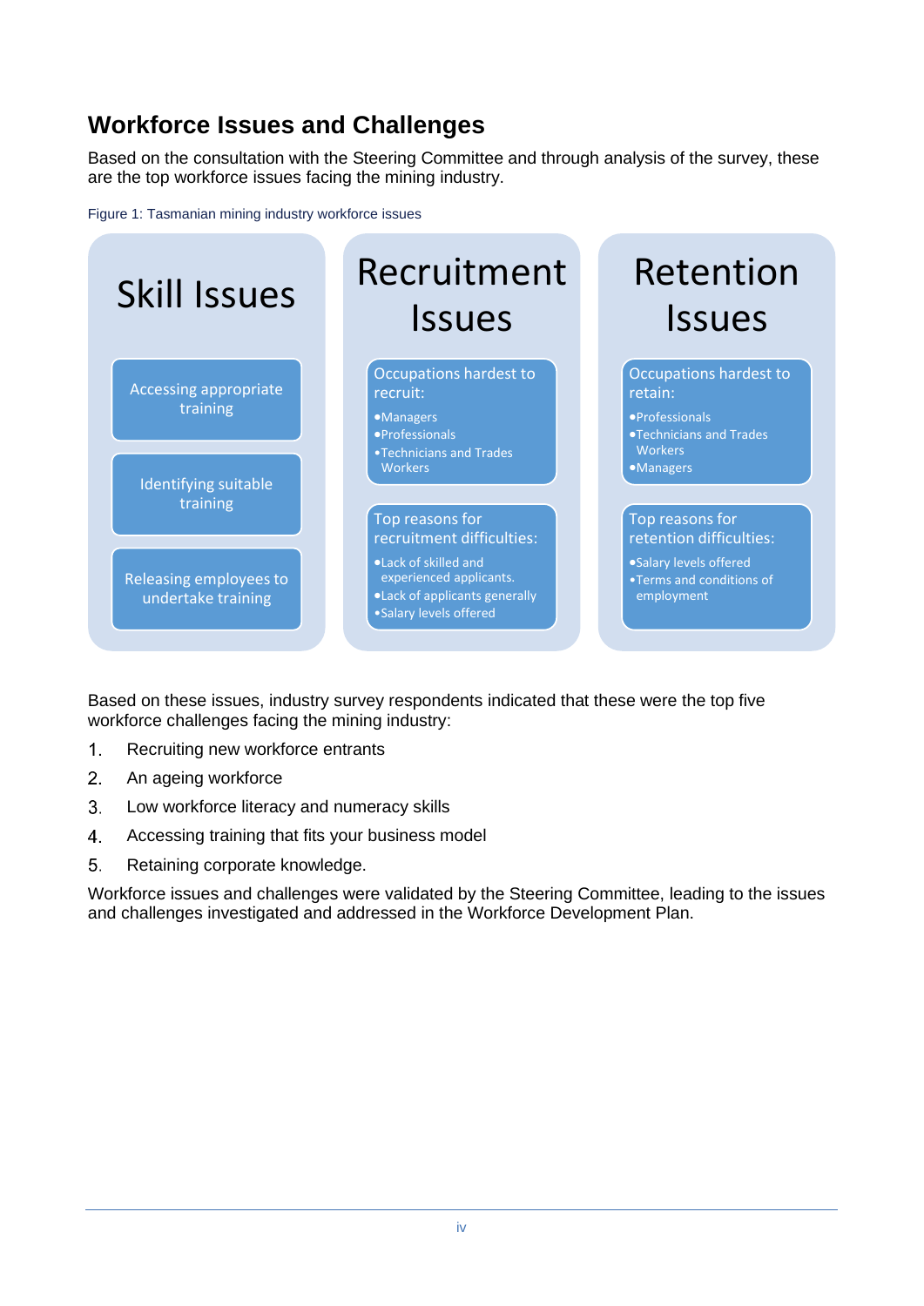## Workforce Issues and Challenges

Based on the consultation with the Steering Committee and through analysis of the survey, these are the top workforce issues facing the mining industry.

Figure 1: Tasmanian mining industry workforce issues

**Skill Issues**

- Accessing appropriate training
- Identifying suitable training
- Releasing employees to undertake training

**Recruitment Issues**

Occupations hardest to recruit:
- Managers
- Professionals
- Technicians and Trades Workers

Top reasons for recruitment difficulties:
- Lack of skilled and experienced applicants.
- Lack of applicants generally
- Salary levels offered

**Retention Issues**

Occupations hardest to retain:
- Professionals
- Technicians and Trades Workers
- Managers

Top reasons for retention difficulties:
- Salary levels offered
- Terms and conditions of employment

Based on these issues, industry survey respondents indicated that these were the top five workforce challenges facing the mining industry:

1. Recruiting new workforce entrants
2. An ageing workforce
3. Low workforce literacy and numeracy skills
4. Accessing training that fits your business model
5. Retaining corporate knowledge.

Workforce issues and challenges were validated by the Steering Committee, leading to the issues and challenges investigated and addressed in the Workforce Development Plan.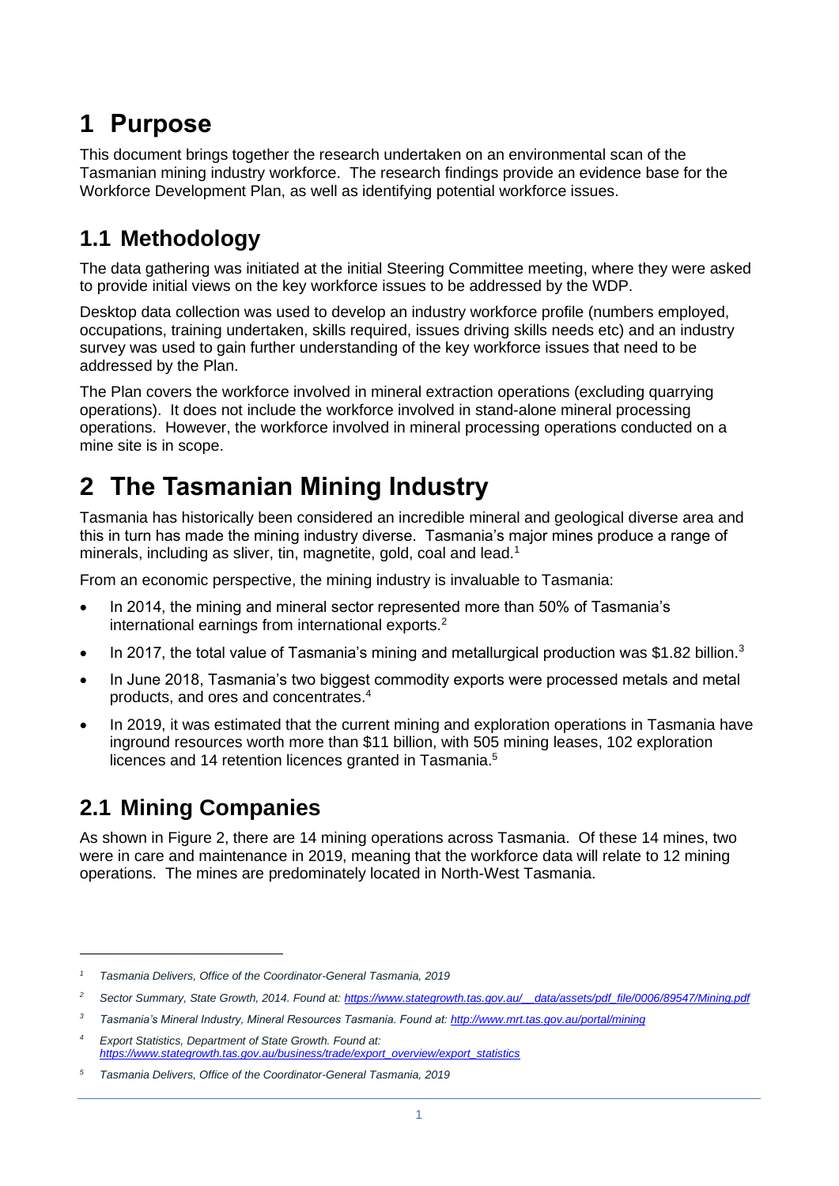# 1 Purpose

This document brings together the research undertaken on an environmental scan of the Tasmanian mining industry workforce. The research findings provide an evidence base for the Workforce Development Plan, as well as identifying potential workforce issues.

## 1.1 Methodology

The data gathering was initiated at the initial Steering Committee meeting, where they were asked to provide initial views on the key workforce issues to be addressed by the WDP.

Desktop data collection was used to develop an industry workforce profile (numbers employed, occupations, training undertaken, skills required, issues driving skills needs etc) and an industry survey was used to gain further understanding of the key workforce issues that need to be addressed by the Plan.

The Plan covers the workforce involved in mineral extraction operations (excluding quarrying operations). It does not include the workforce involved in stand-alone mineral processing operations. However, the workforce involved in mineral processing operations conducted on a mine site is in scope.

# 2 The Tasmanian Mining Industry

Tasmania has historically been considered an incredible mineral and geological diverse area and this in turn has made the mining industry diverse. Tasmania's major mines produce a range of minerals, including as sliver, tin, magnetite, gold, coal and lead.[1]

From an economic perspective, the mining industry is invaluable to Tasmania:

- In 2014, the mining and mineral sector represented more than 50% of Tasmania's international earnings from international exports.[2]
- In 2017, the total value of Tasmania's mining and metallurgical production was $1.82 billion.[3]
- In June 2018, Tasmania's two biggest commodity exports were processed metals and metal products, and ores and concentrates.[4]
- In 2019, it was estimated that the current mining and exploration operations in Tasmania have inground resources worth more than $11 billion, with 505 mining leases, 102 exploration licences and 14 retention licences granted in Tasmania.[5]

## 2.1 Mining Companies

As shown in Figure 2, there are 14 mining operations across Tasmania. Of these 14 mines, two were in care and maintenance in 2019, meaning that the workforce data will relate to 12 mining operations. The mines are predominately located in North-West Tasmania.

---

[1] *Tasmania Delivers, Office of the Coordinator-General Tasmania, 2019*

[2] *Sector Summary, State Growth, 2014. Found at: https://www.stategrowth.tas.gov.au/__data/assets/pdf_file/0006/89547/Mining.pdf*

[3] *Tasmania's Mineral Industry, Mineral Resources Tasmania. Found at: http://www.mrt.tas.gov.au/portal/mining*

[4] *Export Statistics, Department of State Growth. Found at: https://www.stategrowth.tas.gov.au/business/trade/export_overview/export_statistics*

[5] *Tasmania Delivers, Office of the Coordinator-General Tasmania, 2019*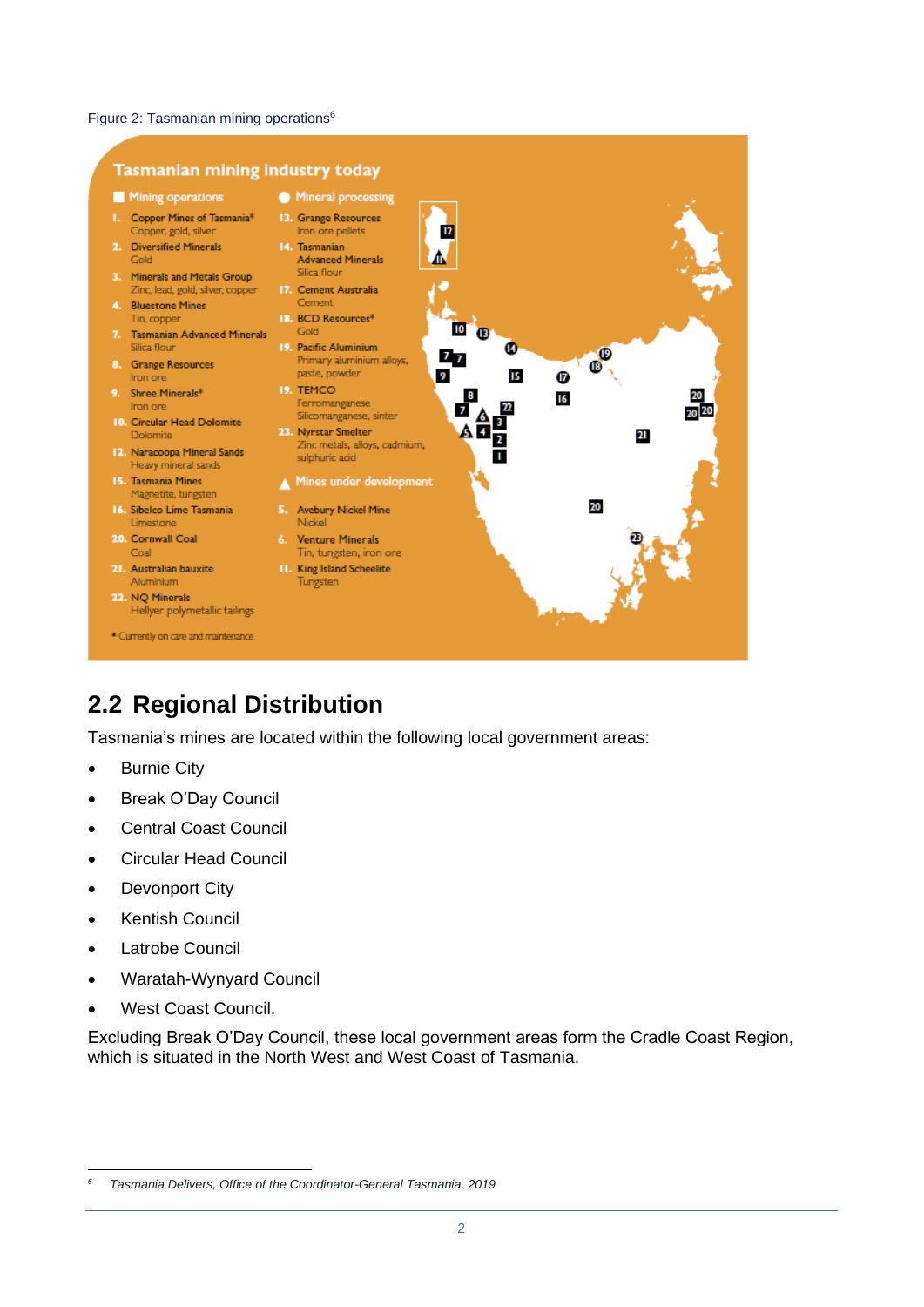Figure 2: Tasmanian mining operations[6]

Tasmanian mining industry today

Mining operations

1. Copper Mines of Tasmania*
Copper, gold, silver
2. Diversified Minerals
Gold
3. Minerals and Metals Group
Zinc, lead, gold, silver, copper
4. Bluestone Mines
Tin, copper
7. Tasmanian Advanced Minerals
Silica flour
8. Grange Resources
Iron ore
9. Shree Minerals*
Iron ore
10. Circular Head Dolomite
Dolomite
12. Naracoopa Mineral Sands
Heavy mineral sands
15. Tasmania Mines
Magnetite, tungsten
16. Sibelco Lime Tasmania
Limestone
20. Cornwall Coal
Coal
21. Australian bauxite
Aluminium
22. NQ Minerals
Hellyer polymetallic tailings

Mineral processing

13. Grange Resources
Iron ore pellets
14. Tasmanian Advanced Minerals
Silica flour
17. Cement Australia
Cement
18. BCD Resources*
Gold
19. Pacific Aluminium
Primary aluminium alloys, paste, powder
19. TEMCO
Ferromanganese
Silicomanganese, sinter
23. Nyrstar Smelter
Zinc metals, alloys, cadmium, sulphuric acid

Mines under development

5. Avebury Nickel Mine
Nickel
6. Venture Minerals
Tin, tungsten, iron ore
11. King Island Scheelite
Tungsten

* Currently on care and maintenance

## 2.2 Regional Distribution

Tasmania's mines are located within the following local government areas:

- Burnie City
- Break O'Day Council
- Central Coast Council
- Circular Head Council
- Devonport City
- Kentish Council
- Latrobe Council
- Waratah-Wynyard Council
- West Coast Council.

Excluding Break O'Day Council, these local government areas form the Cradle Coast Region, which is situated in the North West and West Coast of Tasmania.

[6] *Tasmania Delivers, Office of the Coordinator-General Tasmania, 2019*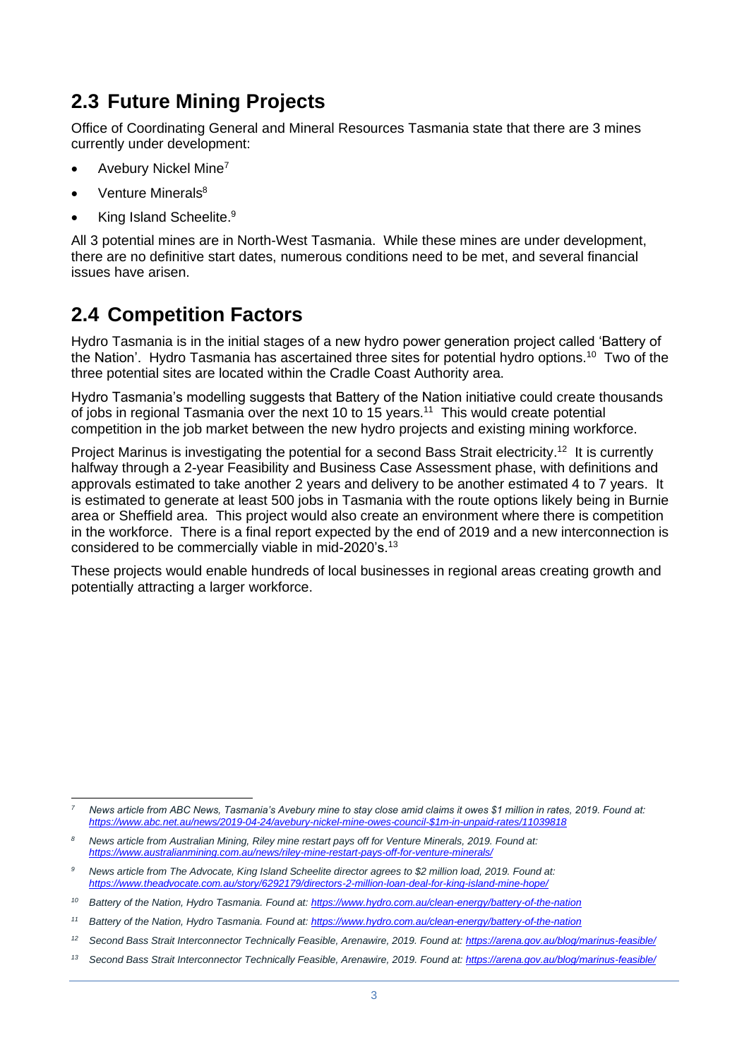## 2.3 Future Mining Projects

Office of Coordinating General and Mineral Resources Tasmania state that there are 3 mines currently under development:

- Avebury Nickel Mine[7]
- Venture Minerals[8]
- King Island Scheelite.[9]

All 3 potential mines are in North-West Tasmania. While these mines are under development, there are no definitive start dates, numerous conditions need to be met, and several financial issues have arisen.

## 2.4 Competition Factors

Hydro Tasmania is in the initial stages of a new hydro power generation project called 'Battery of the Nation'. Hydro Tasmania has ascertained three sites for potential hydro options.[10] Two of the three potential sites are located within the Cradle Coast Authority area.

Hydro Tasmania's modelling suggests that Battery of the Nation initiative could create thousands of jobs in regional Tasmania over the next 10 to 15 years.[11] This would create potential competition in the job market between the new hydro projects and existing mining workforce.

Project Marinus is investigating the potential for a second Bass Strait electricity.[12] It is currently halfway through a 2-year Feasibility and Business Case Assessment phase, with definitions and approvals estimated to take another 2 years and delivery to be another estimated 4 to 7 years. It is estimated to generate at least 500 jobs in Tasmania with the route options likely being in Burnie area or Sheffield area. This project would also create an environment where there is competition in the workforce. There is a final report expected by the end of 2019 and a new interconnection is considered to be commercially viable in mid-2020's.[13]

These projects would enable hundreds of local businesses in regional areas creating growth and potentially attracting a larger workforce.

---

[7] *News article from ABC News, Tasmania's Avebury mine to stay close amid claims it owes $1 million in rates, 2019. Found at: https://www.abc.net.au/news/2019-04-24/avebury-nickel-mine-owes-council-$1m-in-unpaid-rates/11039818*

[8] *News article from Australian Mining, Riley mine restart pays off for Venture Minerals, 2019. Found at: https://www.australianmining.com.au/news/riley-mine-restart-pays-off-for-venture-minerals/*

[9] *News article from The Advocate, King Island Scheelite director agrees to $2 million load, 2019. Found at: https://www.theadvocate.com.au/story/6292179/directors-2-million-loan-deal-for-king-island-mine-hope/*

[10] *Battery of the Nation, Hydro Tasmania. Found at: https://www.hydro.com.au/clean-energy/battery-of-the-nation*

[11] *Battery of the Nation, Hydro Tasmania. Found at: https://www.hydro.com.au/clean-energy/battery-of-the-nation*

[12] *Second Bass Strait Interconnector Technically Feasible, Arenawire, 2019. Found at: https://arena.gov.au/blog/marinus-feasible/*

[13] *Second Bass Strait Interconnector Technically Feasible, Arenawire, 2019. Found at: https://arena.gov.au/blog/marinus-feasible/*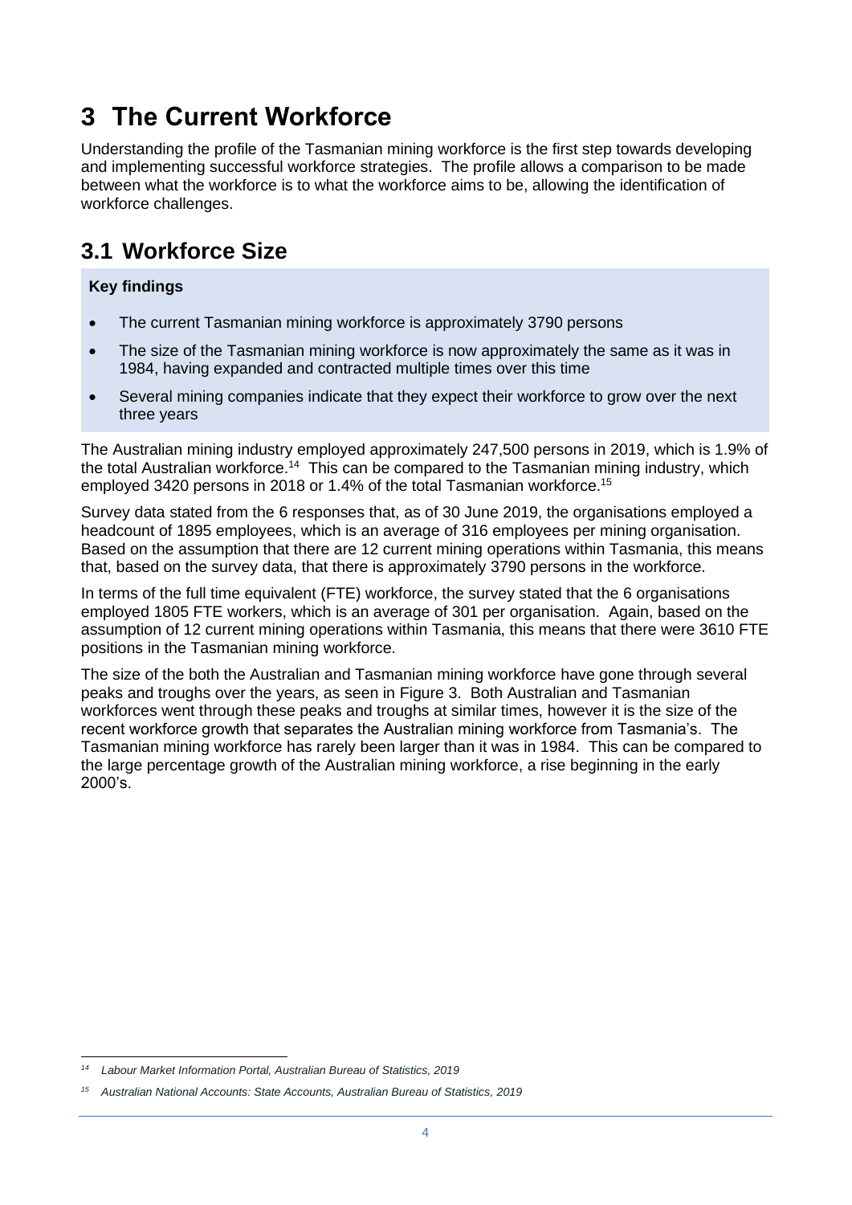# 3 The Current Workforce

Understanding the profile of the Tasmanian mining workforce is the first step towards developing and implementing successful workforce strategies. The profile allows a comparison to be made between what the workforce is to what the workforce aims to be, allowing the identification of workforce challenges.

## 3.1 Workforce Size

**Key findings**

- The current Tasmanian mining workforce is approximately 3790 persons
- The size of the Tasmanian mining workforce is now approximately the same as it was in 1984, having expanded and contracted multiple times over this time
- Several mining companies indicate that they expect their workforce to grow over the next three years

The Australian mining industry employed approximately 247,500 persons in 2019, which is 1.9% of the total Australian workforce.[14] This can be compared to the Tasmanian mining industry, which employed 3420 persons in 2018 or 1.4% of the total Tasmanian workforce.[15]

Survey data stated from the 6 responses that, as of 30 June 2019, the organisations employed a headcount of 1895 employees, which is an average of 316 employees per mining organisation. Based on the assumption that there are 12 current mining operations within Tasmania, this means that, based on the survey data, that there is approximately 3790 persons in the workforce.

In terms of the full time equivalent (FTE) workforce, the survey stated that the 6 organisations employed 1805 FTE workers, which is an average of 301 per organisation. Again, based on the assumption of 12 current mining operations within Tasmania, this means that there were 3610 FTE positions in the Tasmanian mining workforce.

The size of the both the Australian and Tasmanian mining workforce have gone through several peaks and troughs over the years, as seen in Figure 3. Both Australian and Tasmanian workforces went through these peaks and troughs at similar times, however it is the size of the recent workforce growth that separates the Australian mining workforce from Tasmania's. The Tasmanian mining workforce has rarely been larger than it was in 1984. This can be compared to the large percentage growth of the Australian mining workforce, a rise beginning in the early 2000's.

---

[14] *Labour Market Information Portal, Australian Bureau of Statistics, 2019*

[15] *Australian National Accounts: State Accounts, Australian Bureau of Statistics, 2019*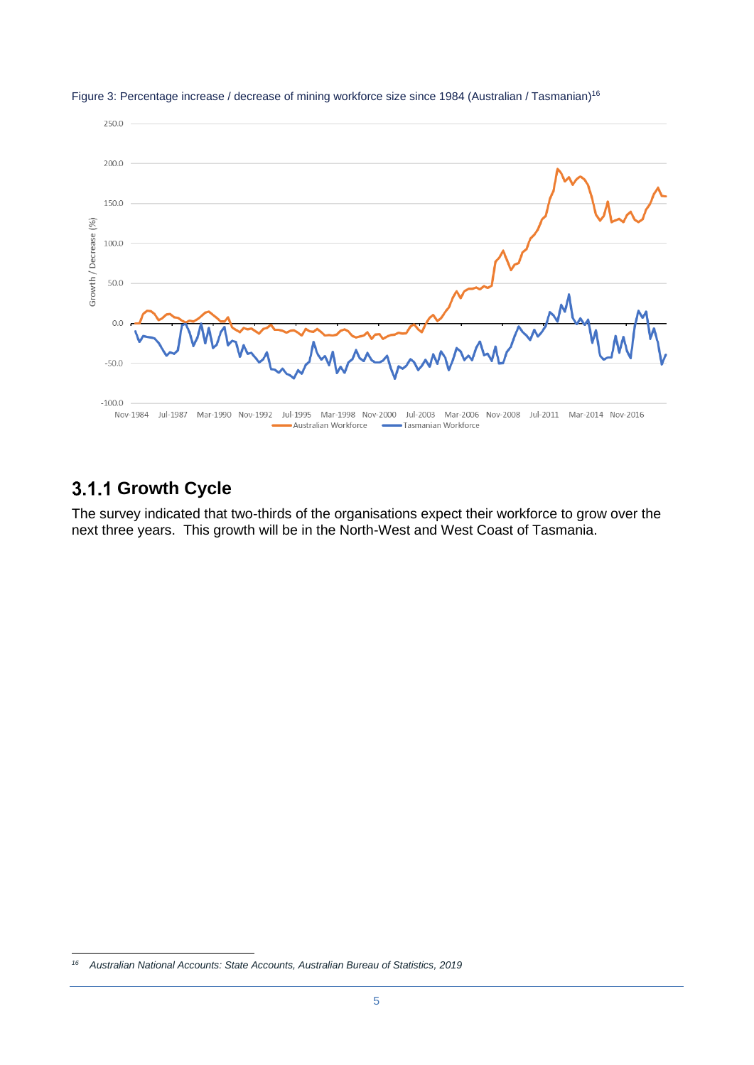Figure 3: Percentage increase / decrease of mining workforce size since 1984 (Australian / Tasmanian)[16]

250.0
200.0
150.0
100.0
50.0
0.0
-50.0
-100.0

Growth / Decrease (%)

Nov-1984 Jul-1987 Mar-1990 Nov-1992 Jul-1995 Mar-1998 Nov-2000 Jul-2003 Mar-2006 Nov-2008 Jul-2011 Mar-2014 Nov-2016

Australian Workforce
Tasmanian Workforce

### 3.1.1 Growth Cycle

The survey indicated that two-thirds of the organisations expect their workforce to grow over the next three years. This growth will be in the North-West and West Coast of Tasmania.

[16] *Australian National Accounts: State Accounts, Australian Bureau of Statistics, 2019*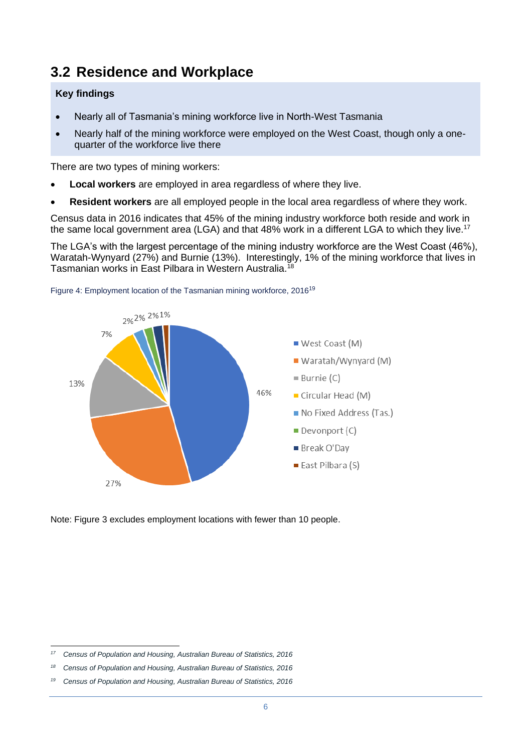## 3.2 Residence and Workplace

**Key findings**

- Nearly all of Tasmania's mining workforce live in North-West Tasmania
- Nearly half of the mining workforce were employed on the West Coast, though only a one-quarter of the workforce live there

There are two types of mining workers:

- **Local workers** are employed in area regardless of where they live.
- **Resident workers** are all employed people in the local area regardless of where they work.

Census data in 2016 indicates that 45% of the mining industry workforce both reside and work in the same local government area (LGA) and that 48% work in a different LGA to which they live.[17]

The LGA's with the largest percentage of the mining industry workforce are the West Coast (46%), Waratah-Wynyard (27%) and Burnie (13%). Interestingly, 1% of the mining workforce that lives in Tasmanian works in East Pilbara in Western Australia.[18]

Figure 4: Employment location of the Tasmanian mining workforce, 2016[19]

46%
27%
13%
7%
2%
2%
2%
1%

West Coast (M)
Waratah/Wynyard (M)
Burnie (C)
Circular Head (M)
No Fixed Address (Tas.)
Devonport (C)
Break O'Day
East Pilbara (S)

Note: Figure 3 excludes employment locations with fewer than 10 people.

---

[17] *Census of Population and Housing, Australian Bureau of Statistics, 2016*

[18] *Census of Population and Housing, Australian Bureau of Statistics, 2016*

[19] *Census of Population and Housing, Australian Bureau of Statistics, 2016*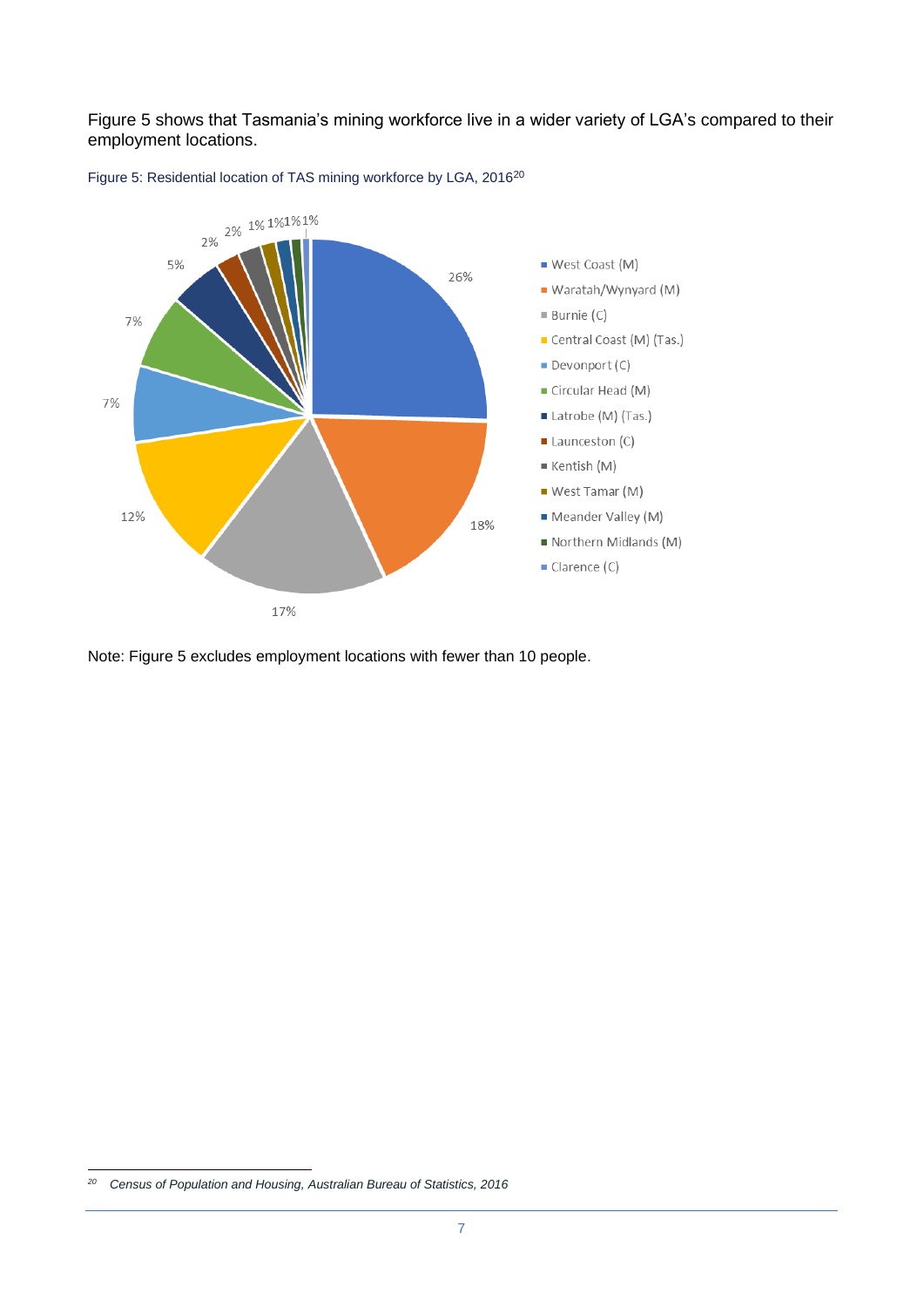Figure 5 shows that Tasmania's mining workforce live in a wider variety of LGA's compared to their employment locations.

Figure 5: Residential location of TAS mining workforce by LGA, 2016[20]

26%
18%
17%
12%
7%
7%
5%
2%
2%
1%
1%
1%
1%

- West Coast (M)
- Waratah/Wynyard (M)
- Burnie (C)
- Central Coast (M) (Tas.)
- Devonport (C)
- Circular Head (M)
- Latrobe (M) (Tas.)
- Launceston (C)
- Kentish (M)
- West Tamar (M)
- Meander Valley (M)
- Northern Midlands (M)
- Clarence (C)

Note: Figure 5 excludes employment locations with fewer than 10 people.

[20] *Census of Population and Housing, Australian Bureau of Statistics, 2016*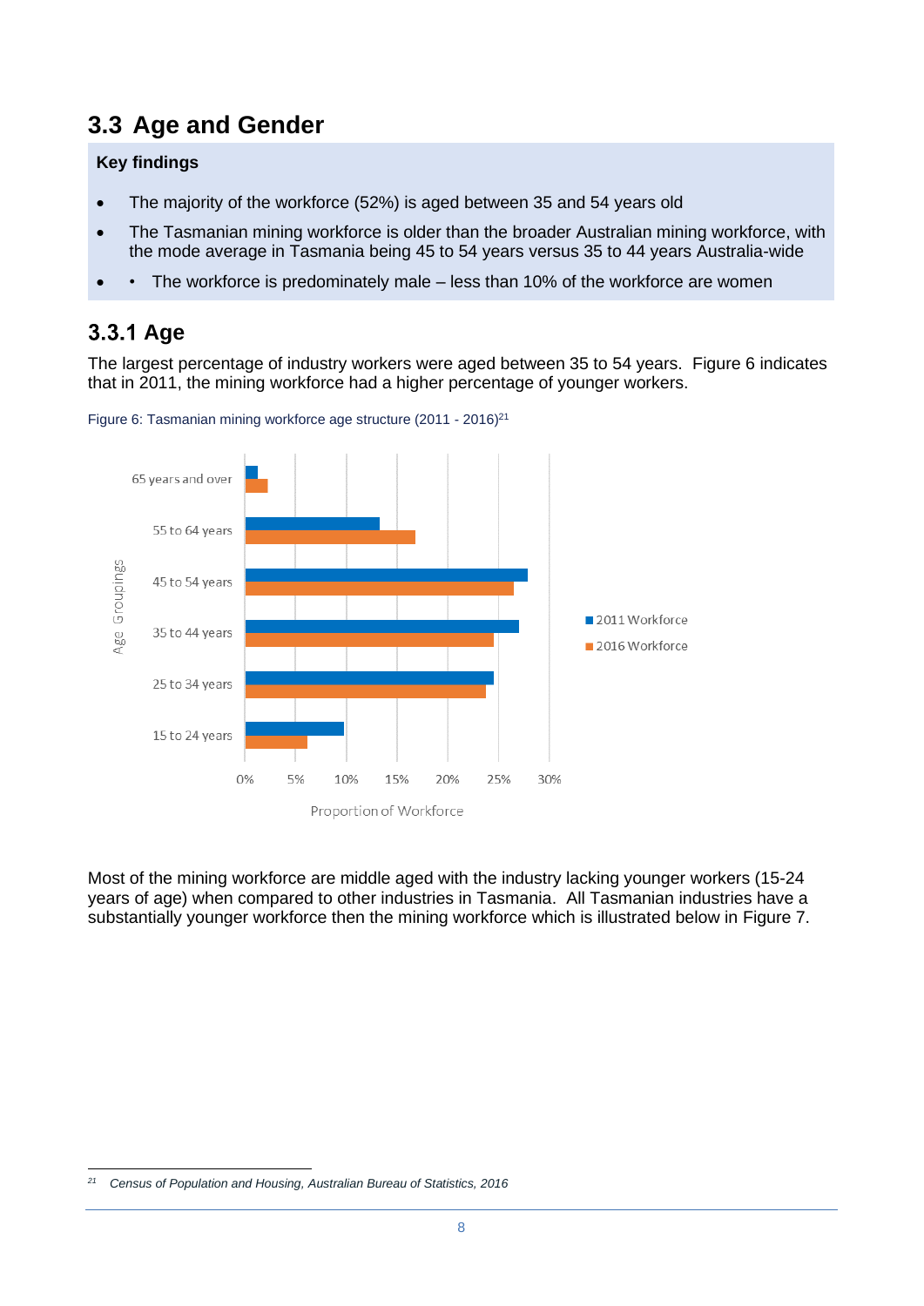## 3.3 Age and Gender

**Key findings**

- The majority of the workforce (52%) is aged between 35 and 54 years old
- The Tasmanian mining workforce is older than the broader Australian mining workforce, with the mode average in Tasmania being 45 to 54 years versus 35 to 44 years Australia-wide
- • The workforce is predominately male – less than 10% of the workforce are women

### 3.3.1 Age

The largest percentage of industry workers were aged between 35 to 54 years. Figure 6 indicates that in 2011, the mining workforce had a higher percentage of younger workers.

Figure 6: Tasmanian mining workforce age structure (2011 - 2016)[21]

Age Groupings

65 years and over

55 to 64 years

45 to 54 years

35 to 44 years

25 to 34 years

15 to 24 years

0%

5%

10%

15%

20%

25%

30%

Proportion of Workforce

2011 Workforce

2016 Workforce

Most of the mining workforce are middle aged with the industry lacking younger workers (15-24 years of age) when compared to other industries in Tasmania. All Tasmanian industries have a substantially younger workforce then the mining workforce which is illustrated below in Figure 7.

[21] *Census of Population and Housing, Australian Bureau of Statistics, 2016*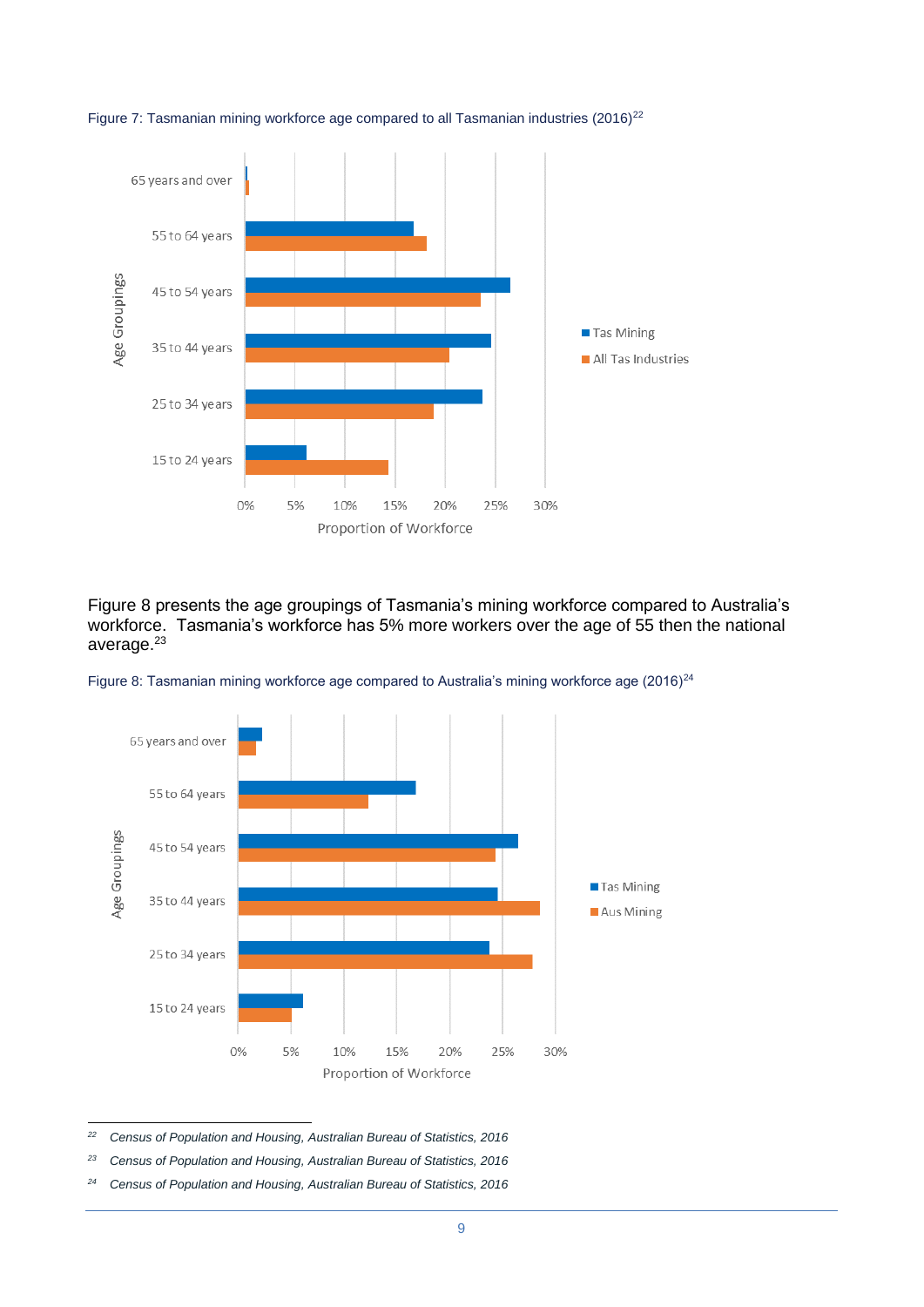Figure 7: Tasmanian mining workforce age compared to all Tasmanian industries (2016)[22]

Age Groupings

65 years and over

55 to 64 years

45 to 54 years

35 to 44 years

25 to 34 years

15 to 24 years

0% 5% 10% 15% 20% 25% 30%

Proportion of Workforce

Tas Mining

All Tas Industries

Figure 8 presents the age groupings of Tasmania's mining workforce compared to Australia's workforce. Tasmania's workforce has 5% more workers over the age of 55 then the national average.[23]

Figure 8: Tasmanian mining workforce age compared to Australia's mining workforce age (2016)[24]

Age Groupings

65 years and over

55 to 64 years

45 to 54 years

35 to 44 years

25 to 34 years

15 to 24 years

0% 5% 10% 15% 20% 25% 30%

Proportion of Workforce

Tas Mining

Aus Mining

---

[22] *Census of Population and Housing, Australian Bureau of Statistics, 2016*

[23] *Census of Population and Housing, Australian Bureau of Statistics, 2016*

[24] *Census of Population and Housing, Australian Bureau of Statistics, 2016*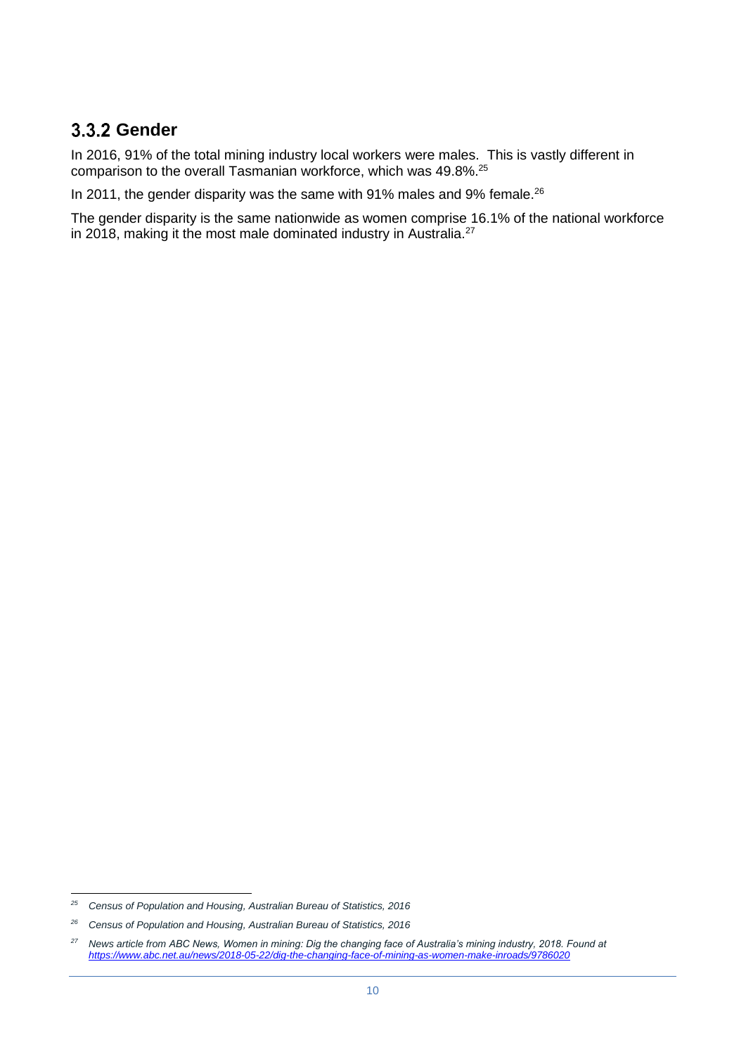### 3.3.2 Gender

In 2016, 91% of the total mining industry local workers were males. This is vastly different in comparison to the overall Tasmanian workforce, which was 49.8%.[25]

In 2011, the gender disparity was the same with 91% males and 9% female.[26]

The gender disparity is the same nationwide as women comprise 16.1% of the national workforce in 2018, making it the most male dominated industry in Australia.[27]

---

[25] *Census of Population and Housing, Australian Bureau of Statistics, 2016*

[26] *Census of Population and Housing, Australian Bureau of Statistics, 2016*

[27] *News article from ABC News, Women in mining: Dig the changing face of Australia's mining industry, 2018. Found at https://www.abc.net.au/news/2018-05-22/dig-the-changing-face-of-mining-as-women-make-inroads/9786020*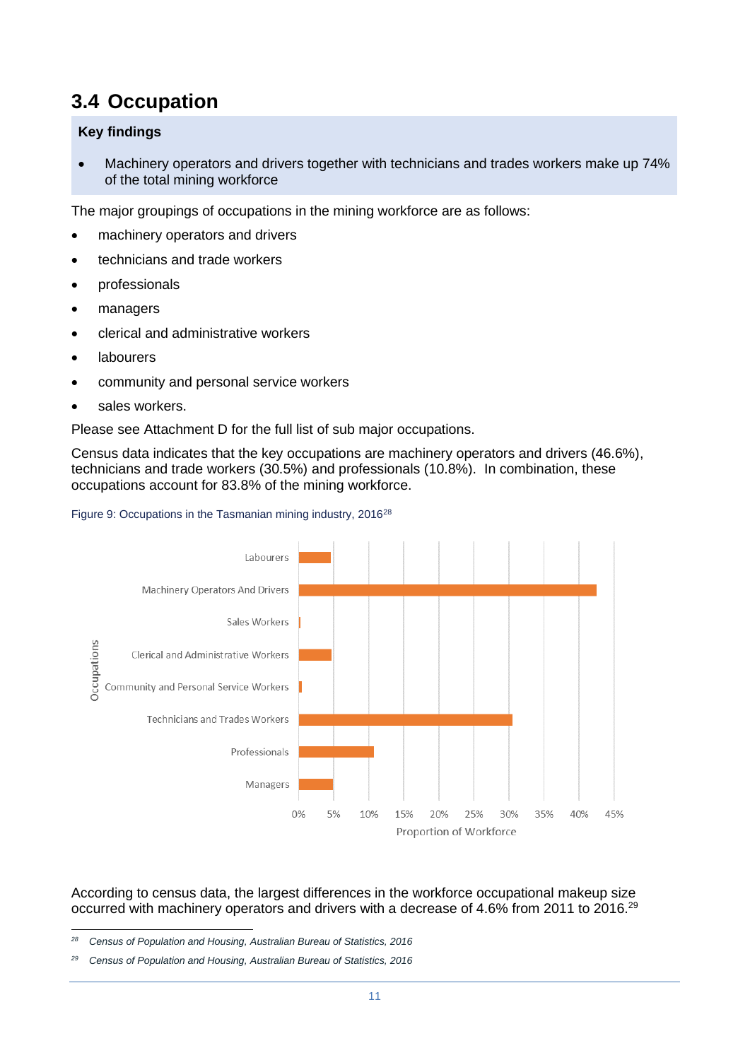## 3.4 Occupation

**Key findings**

- Machinery operators and drivers together with technicians and trades workers make up 74% of the total mining workforce

The major groupings of occupations in the mining workforce are as follows:

- machinery operators and drivers
- technicians and trade workers
- professionals
- managers
- clerical and administrative workers
- labourers
- community and personal service workers
- sales workers.

Please see Attachment D for the full list of sub major occupations.

Census data indicates that the key occupations are machinery operators and drivers (46.6%), technicians and trade workers (30.5%) and professionals (10.8%). In combination, these occupations account for 83.8% of the mining workforce.

Figure 9: Occupations in the Tasmanian mining industry, 2016[28]

According to census data, the largest differences in the workforce occupational makeup size occurred with machinery operators and drivers with a decrease of 4.6% from 2011 to 2016.[29]

---

[28] *Census of Population and Housing, Australian Bureau of Statistics, 2016*

[29] *Census of Population and Housing, Australian Bureau of Statistics, 2016*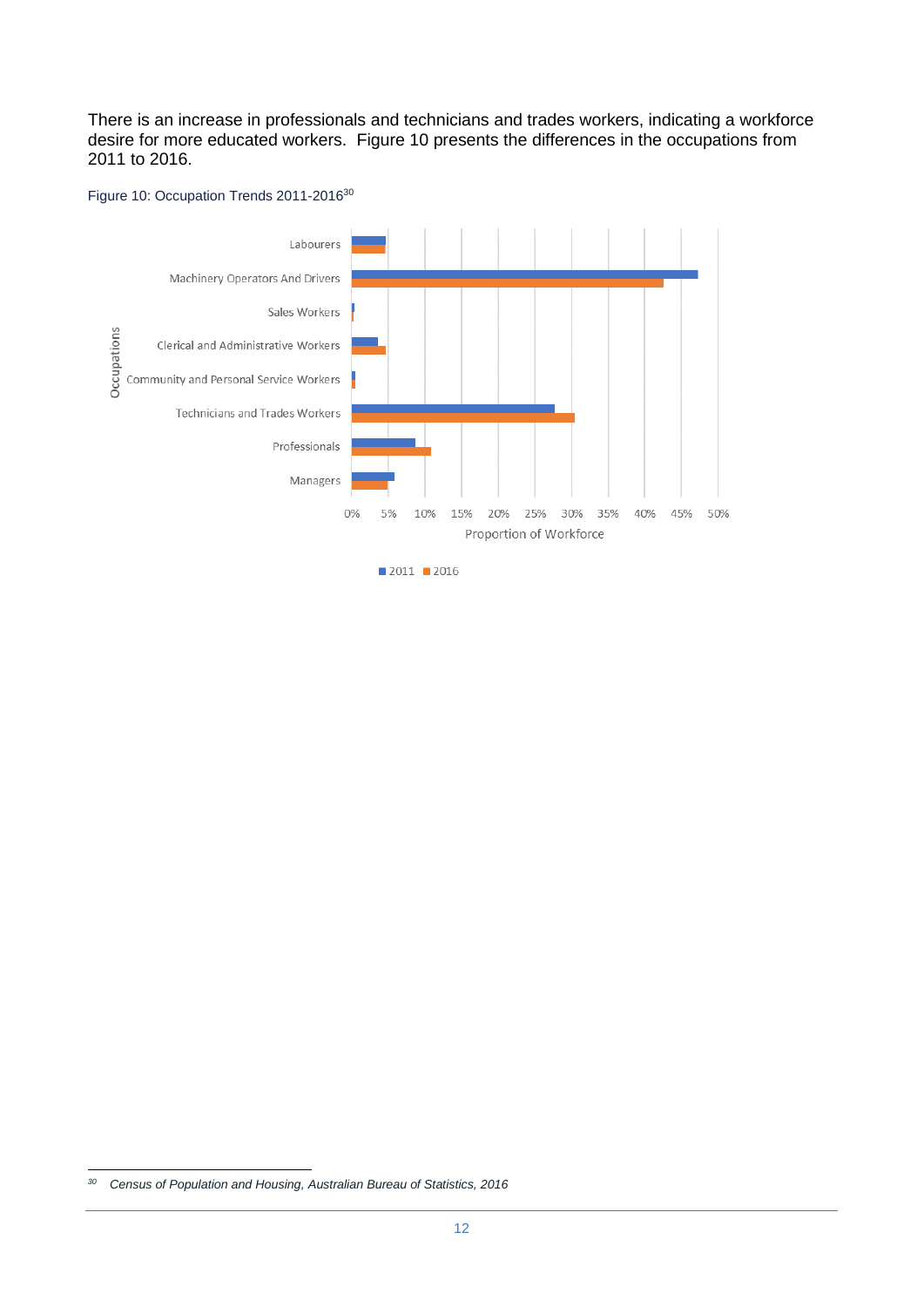There is an increase in professionals and technicians and trades workers, indicating a workforce desire for more educated workers. Figure 10 presents the differences in the occupations from 2011 to 2016.

Figure 10: Occupation Trends 2011-2016[30]

[30] *Census of Population and Housing, Australian Bureau of Statistics, 2016*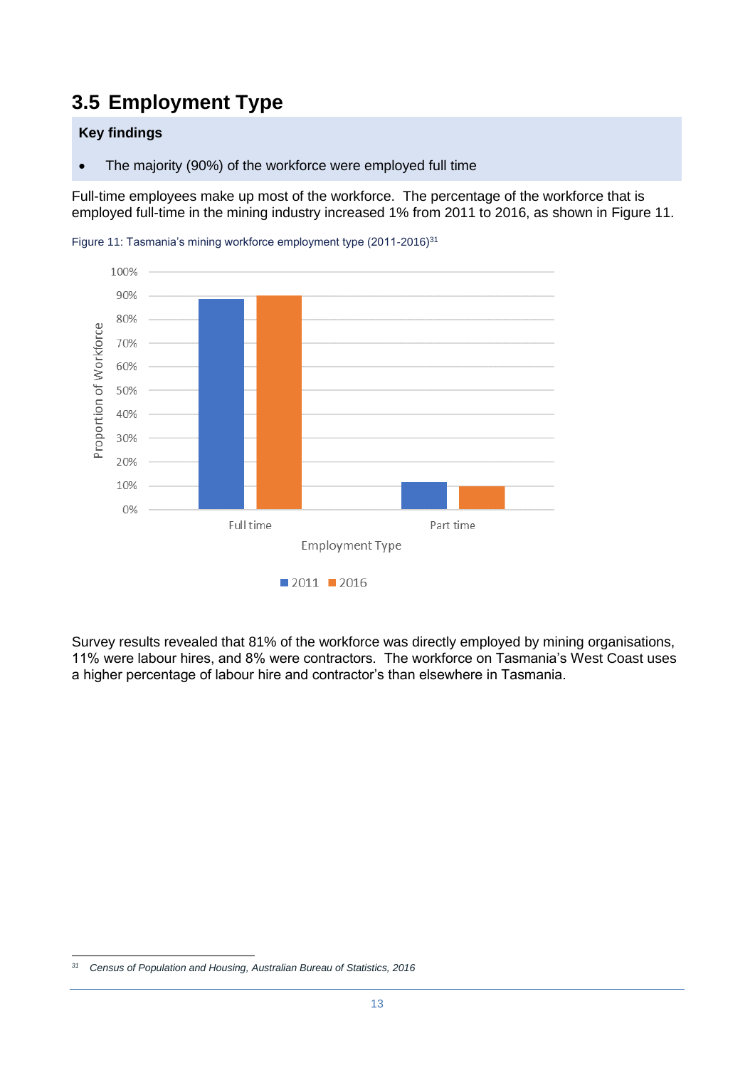## 3.5 Employment Type

**Key findings**

- The majority (90%) of the workforce were employed full time

Full-time employees make up most of the workforce. The percentage of the workforce that is employed full-time in the mining industry increased 1% from 2011 to 2016, as shown in Figure 11.

Figure 11: Tasmania's mining workforce employment type (2011-2016)[31]

100%
90%
80%
70%
60%
50%
40%
30%
20%
10%
0%

Proportion of Workforce

Full time
Part time

Employment Type

2011
2016

Survey results revealed that 81% of the workforce was directly employed by mining organisations, 11% were labour hires, and 8% were contractors. The workforce on Tasmania's West Coast uses a higher percentage of labour hire and contractor's than elsewhere in Tasmania.

[31] *Census of Population and Housing, Australian Bureau of Statistics, 2016*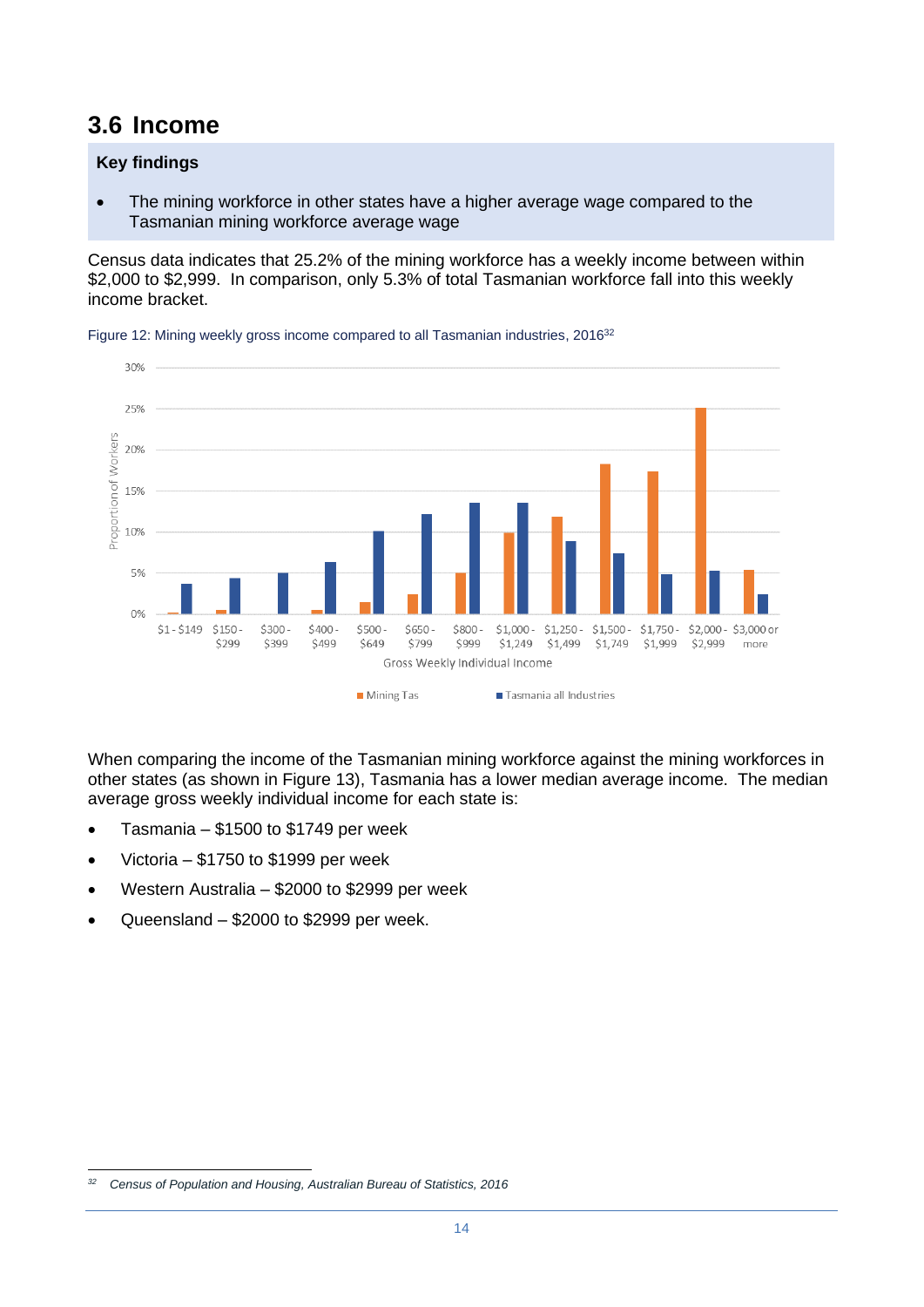## 3.6 Income

**Key findings**

- The mining workforce in other states have a higher average wage compared to the Tasmanian mining workforce average wage

Census data indicates that 25.2% of the mining workforce has a weekly income between within $2,000 to $2,999. In comparison, only 5.3% of total Tasmanian workforce fall into this weekly income bracket.

Figure 12: Mining weekly gross income compared to all Tasmanian industries, 2016[32]

30%
25%
20%
15%
10%
5%
0%

Proportion of Workers

$1 - $149
$150 - $299
$300 - $399
$400 - $499
$500 - $649
$650 - $799
$800 - $999
$1,000 - $1,249
$1,250 - $1,499
$1,500 - $1,749
$1,750 - $1,999
$2,000 - $2,999
$3,000 or more

Gross Weekly Individual Income

Mining Tas
Tasmania all Industries

When comparing the income of the Tasmanian mining workforce against the mining workforces in other states (as shown in Figure 13), Tasmania has a lower median average income. The median average gross weekly individual income for each state is:

- Tasmania – $1500 to $1749 per week
- Victoria – $1750 to $1999 per week
- Western Australia – $2000 to $2999 per week
- Queensland – $2000 to $2999 per week.

[32] *Census of Population and Housing, Australian Bureau of Statistics, 2016*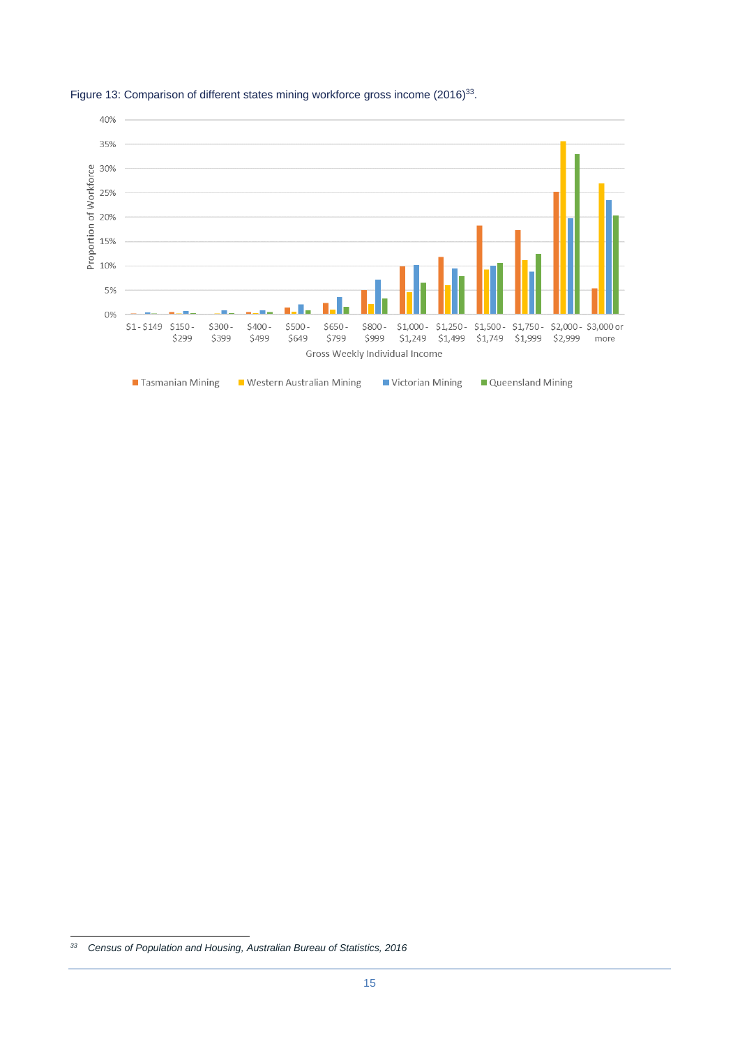Figure 13: Comparison of different states mining workforce gross income (2016)[33].

Proportion of Workforce

40%
35%
30%
25%
20%
15%
10%
5%
0%

$1 - $149
$150 - $299
$300 - $399
$400 - $499
$500 - $649
$650 - $799
$800 - $999
$1,000 - $1,249
$1,250 - $1,499
$1,500 - $1,749
$1,750 - $1,999
$2,000 - $2,999
$3,000 or more

Gross Weekly Individual Income

Tasmanian Mining
Western Australian Mining
Victorian Mining
Queensland Mining

[33] *Census of Population and Housing, Australian Bureau of Statistics, 2016*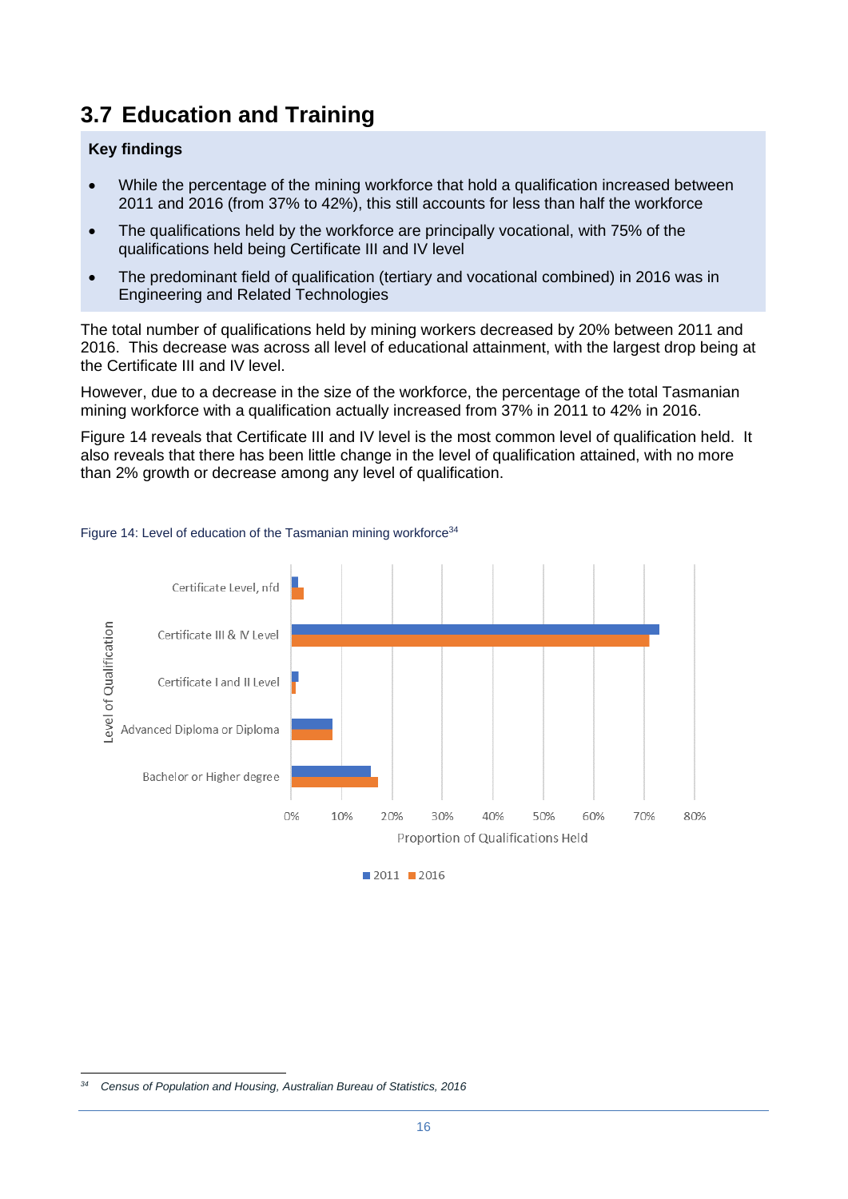## 3.7 Education and Training

**Key findings**

- While the percentage of the mining workforce that hold a qualification increased between 2011 and 2016 (from 37% to 42%), this still accounts for less than half the workforce
- The qualifications held by the workforce are principally vocational, with 75% of the qualifications held being Certificate III and IV level
- The predominant field of qualification (tertiary and vocational combined) in 2016 was in Engineering and Related Technologies

The total number of qualifications held by mining workers decreased by 20% between 2011 and 2016. This decrease was across all level of educational attainment, with the largest drop being at the Certificate III and IV level.

However, due to a decrease in the size of the workforce, the percentage of the total Tasmanian mining workforce with a qualification actually increased from 37% in 2011 to 42% in 2016.

Figure 14 reveals that Certificate III and IV level is the most common level of qualification held. It also reveals that there has been little change in the level of qualification attained, with no more than 2% growth or decrease among any level of qualification.

Figure 14: Level of education of the Tasmanian mining workforce[34]

[34] *Census of Population and Housing, Australian Bureau of Statistics, 2016*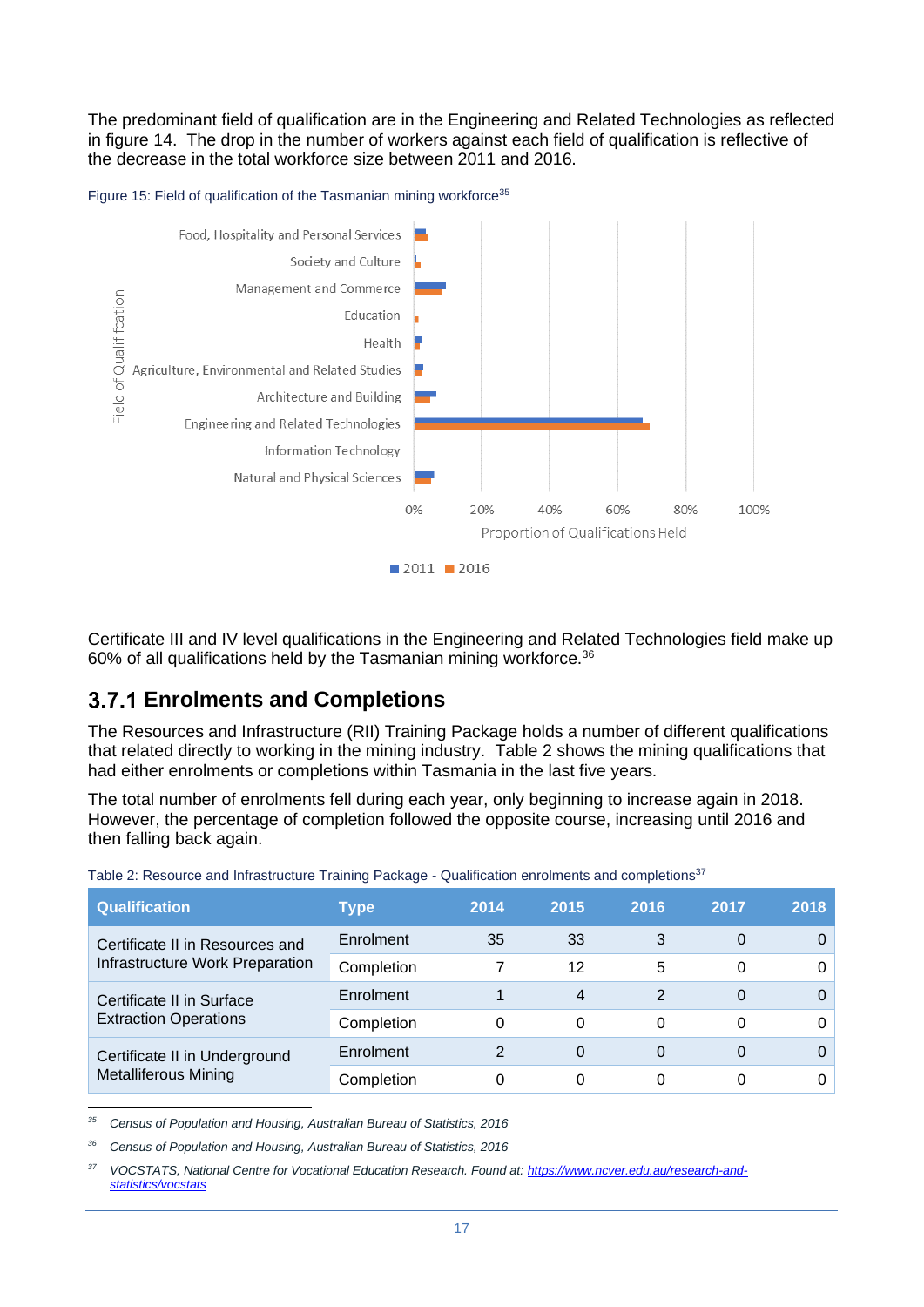The predominant field of qualification are in the Engineering and Related Technologies as reflected in figure 14. The drop in the number of workers against each field of qualification is reflective of the decrease in the total workforce size between 2011 and 2016.

Figure 15: Field of qualification of the Tasmanian mining workforce[35]

Field of Qualififcation

Food, Hospitality and Personal Services
Society and Culture
Management and Commerce
Education
Health
Agriculture, Environmental and Related Studies
Architecture and Building
Engineering and Related Technologies
Information Technology
Natural and Physical Sciences

0%
20%
40%
60%
80%
100%

Proportion of Qualifications Held

2011 2016

Certificate III and IV level qualifications in the Engineering and Related Technologies field make up 60% of all qualifications held by the Tasmanian mining workforce.[36]

### 3.7.1 Enrolments and Completions

The Resources and Infrastructure (RII) Training Package holds a number of different qualifications that related directly to working in the mining industry. Table 2 shows the mining qualifications that had either enrolments or completions within Tasmania in the last five years.

The total number of enrolments fell during each year, only beginning to increase again in 2018. However, the percentage of completion followed the opposite course, increasing until 2016 and then falling back again.

Table 2: Resource and Infrastructure Training Package - Qualification enrolments and completions[37]

| Qualification | Type | 2014 | 2015 | 2016 | 2017 | 2018 |
|---|---|---|---|---|---|---|
| Certificate II in Resources and Infrastructure Work Preparation | Enrolment | 35 | 33 | 3 | 0 | 0 |
| | Completion | 7 | 12 | 5 | 0 | 0 |
| Certificate II in Surface Extraction Operations | Enrolment | 1 | 4 | 2 | 0 | 0 |
| | Completion | 0 | 0 | 0 | 0 | 0 |
| Certificate II in Underground Metalliferous Mining | Enrolment | 2 | 0 | 0 | 0 | 0 |
| | Completion | 0 | 0 | 0 | 0 | 0 |

[35] *Census of Population and Housing, Australian Bureau of Statistics, 2016*

[36] *Census of Population and Housing, Australian Bureau of Statistics, 2016*

[37] *VOCSTATS, National Centre for Vocational Education Research. Found at: https://www.ncver.edu.au/research-and-statistics/vocstats*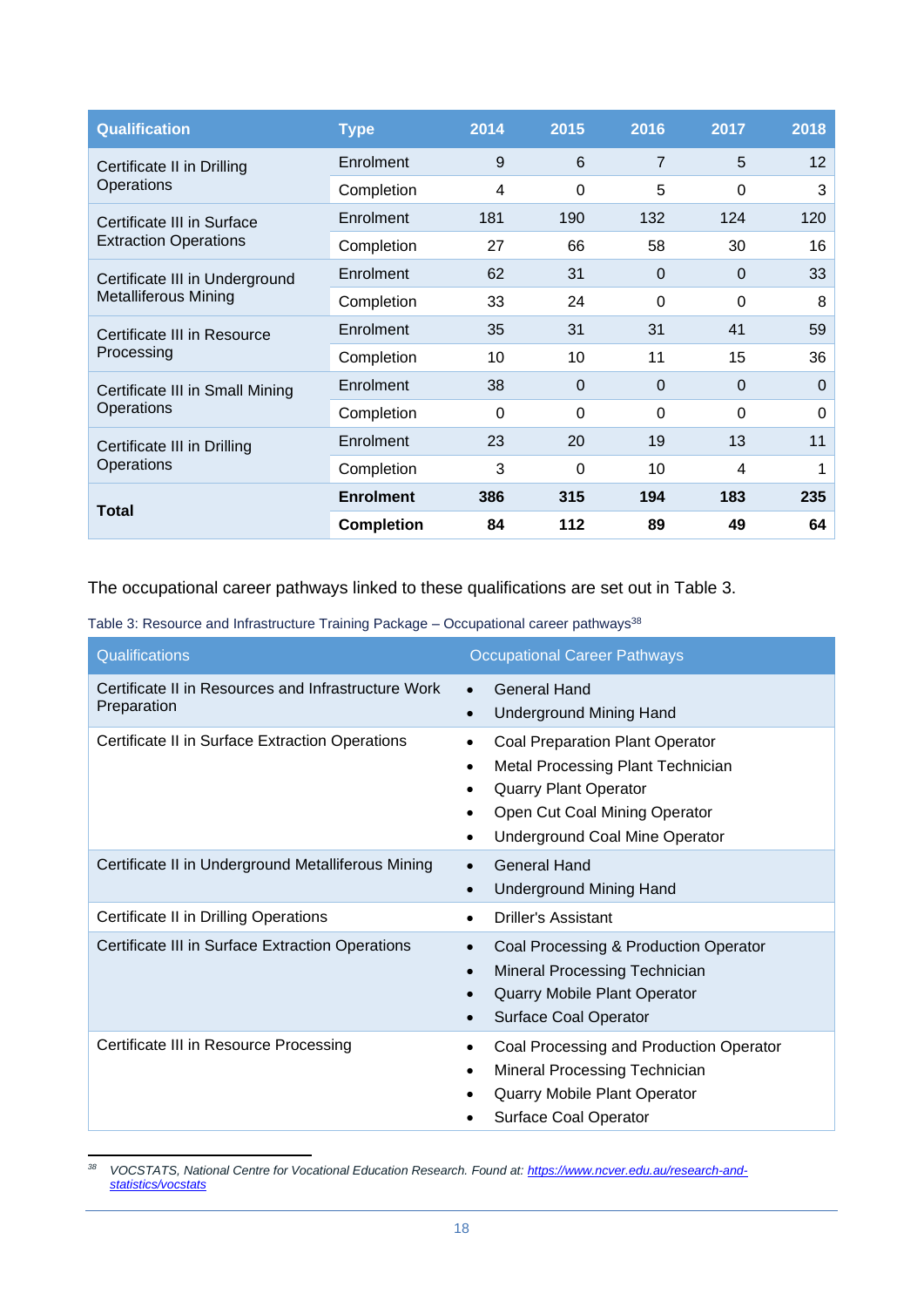| Qualification | Type | 2014 | 2015 | 2016 | 2017 | 2018 |
|---|---|---|---|---|---|---|
| Certificate II in Drilling Operations | Enrolment | 9 | 6 | 7 | 5 | 12 |
| | Completion | 4 | 0 | 5 | 0 | 3 |
| Certificate III in Surface Extraction Operations | Enrolment | 181 | 190 | 132 | 124 | 120 |
| | Completion | 27 | 66 | 58 | 30 | 16 |
| Certificate III in Underground Metalliferous Mining | Enrolment | 62 | 31 | 0 | 0 | 33 |
| | Completion | 33 | 24 | 0 | 0 | 8 |
| Certificate III in Resource Processing | Enrolment | 35 | 31 | 31 | 41 | 59 |
| | Completion | 10 | 10 | 11 | 15 | 36 |
| Certificate III in Small Mining Operations | Enrolment | 38 | 0 | 0 | 0 | 0 |
| | Completion | 0 | 0 | 0 | 0 | 0 |
| Certificate III in Drilling Operations | Enrolment | 23 | 20 | 19 | 13 | 11 |
| | Completion | 3 | 0 | 10 | 4 | 1 |
| **Total** | **Enrolment** | **386** | **315** | **194** | **183** | **235** |
| | **Completion** | **84** | **112** | **89** | **49** | **64** |

The occupational career pathways linked to these qualifications are set out in Table 3.

Table 3: Resource and Infrastructure Training Package – Occupational career pathways[38]

| Qualifications | Occupational Career Pathways |
|---|---|
| Certificate II in Resources and Infrastructure Work Preparation | • General Hand<br>• Underground Mining Hand |
| Certificate II in Surface Extraction Operations | • Coal Preparation Plant Operator<br>• Metal Processing Plant Technician<br>• Quarry Plant Operator<br>• Open Cut Coal Mining Operator<br>• Underground Coal Mine Operator |
| Certificate II in Underground Metalliferous Mining | • General Hand<br>• Underground Mining Hand |
| Certificate II in Drilling Operations | • Driller's Assistant |
| Certificate III in Surface Extraction Operations | • Coal Processing & Production Operator<br>• Mineral Processing Technician<br>• Quarry Mobile Plant Operator<br>• Surface Coal Operator |
| Certificate III in Resource Processing | • Coal Processing and Production Operator<br>• Mineral Processing Technician<br>• Quarry Mobile Plant Operator<br>• Surface Coal Operator |

[38] *VOCSTATS, National Centre for Vocational Education Research. Found at: https://www.ncver.edu.au/research-and-statistics/vocstats*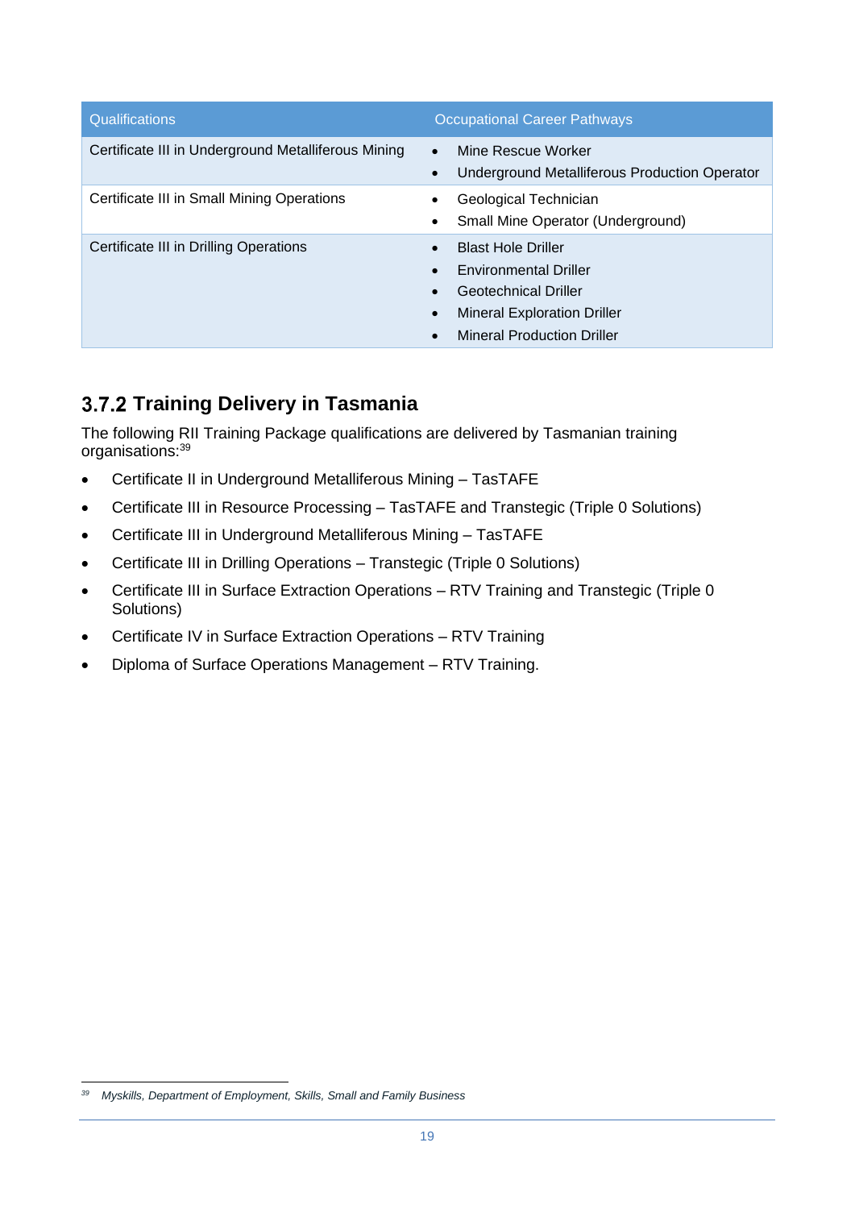| Qualifications | Occupational Career Pathways |
|---|---|
| Certificate III in Underground Metalliferous Mining | • Mine Rescue Worker<br>• Underground Metalliferous Production Operator |
| Certificate III in Small Mining Operations | • Geological Technician<br>• Small Mine Operator (Underground) |
| Certificate III in Drilling Operations | • Blast Hole Driller<br>• Environmental Driller<br>• Geotechnical Driller<br>• Mineral Exploration Driller<br>• Mineral Production Driller |

### 3.7.2 Training Delivery in Tasmania

The following RII Training Package qualifications are delivered by Tasmanian training organisations:[39]

- Certificate II in Underground Metalliferous Mining – TasTAFE
- Certificate III in Resource Processing – TasTAFE and Transtegic (Triple 0 Solutions)
- Certificate III in Underground Metalliferous Mining – TasTAFE
- Certificate III in Drilling Operations – Transtegic (Triple 0 Solutions)
- Certificate III in Surface Extraction Operations – RTV Training and Transtegic (Triple 0 Solutions)
- Certificate IV in Surface Extraction Operations – RTV Training
- Diploma of Surface Operations Management – RTV Training.

---

[39] *Myskills, Department of Employment, Skills, Small and Family Business*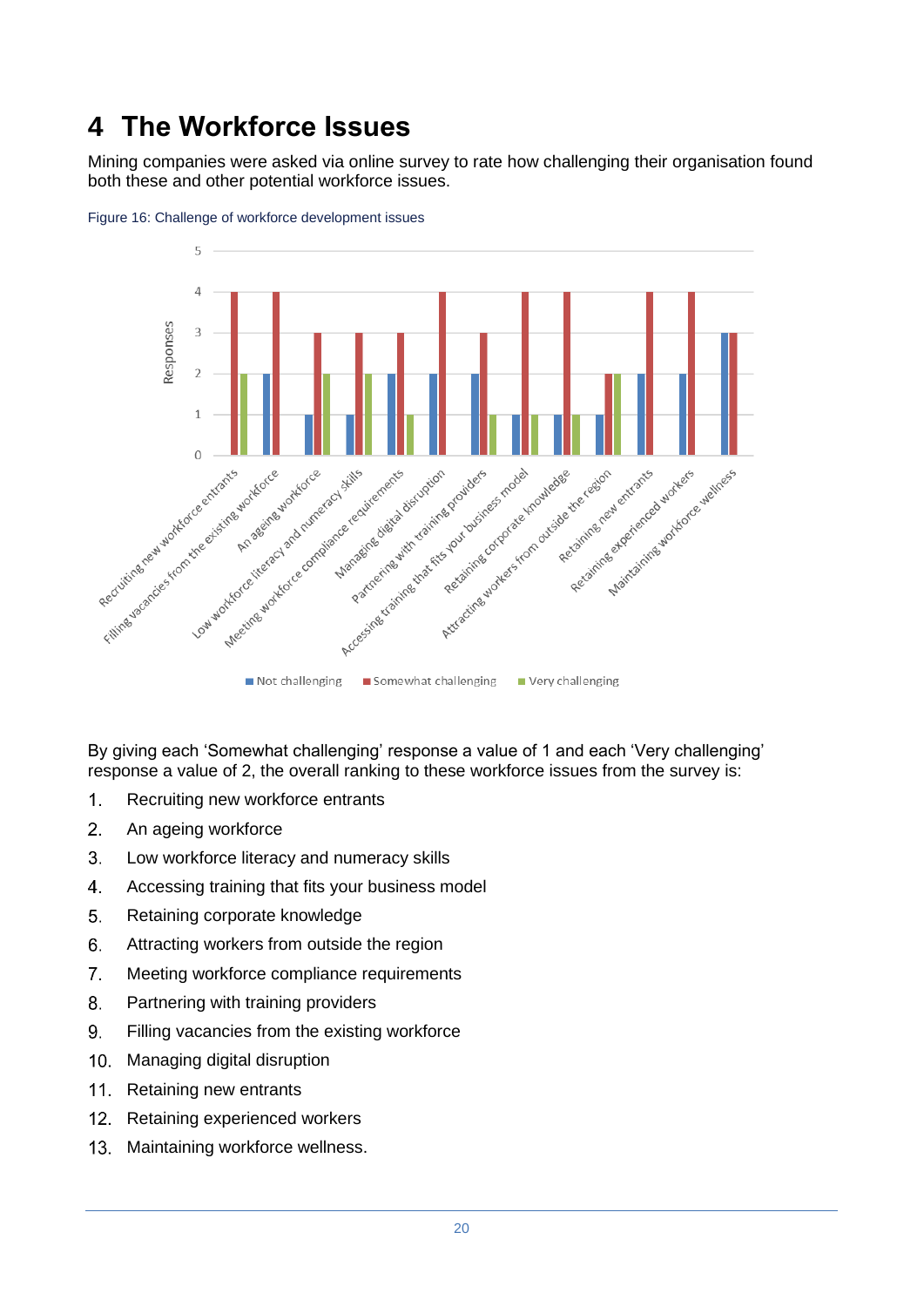# 4 The Workforce Issues

Mining companies were asked via online survey to rate how challenging their organisation found both these and other potential workforce issues.

Figure 16: Challenge of workforce development issues

Responses

5
4
3
2
1
0

Recruiting new workforce entrants
Filling vacancies from the existing workforce
An ageing workforce
Low workforce literacy and numeracy skills
Meeting workforce compliance requirements
Managing digital disruption
Partnering with training providers
Accessing training that fits your business model
Retaining corporate knowledge
Attracting workers from outside the region
Retaining new entrants
Retaining experienced workers
Maintaining workforce wellness

Not challenging
Somewhat challenging
Very challenging

By giving each 'Somewhat challenging' response a value of 1 and each 'Very challenging' response a value of 2, the overall ranking to these workforce issues from the survey is:

1. Recruiting new workforce entrants
2. An ageing workforce
3. Low workforce literacy and numeracy skills
4. Accessing training that fits your business model
5. Retaining corporate knowledge
6. Attracting workers from outside the region
7. Meeting workforce compliance requirements
8. Partnering with training providers
9. Filling vacancies from the existing workforce
10. Managing digital disruption
11. Retaining new entrants
12. Retaining experienced workers
13. Maintaining workforce wellness.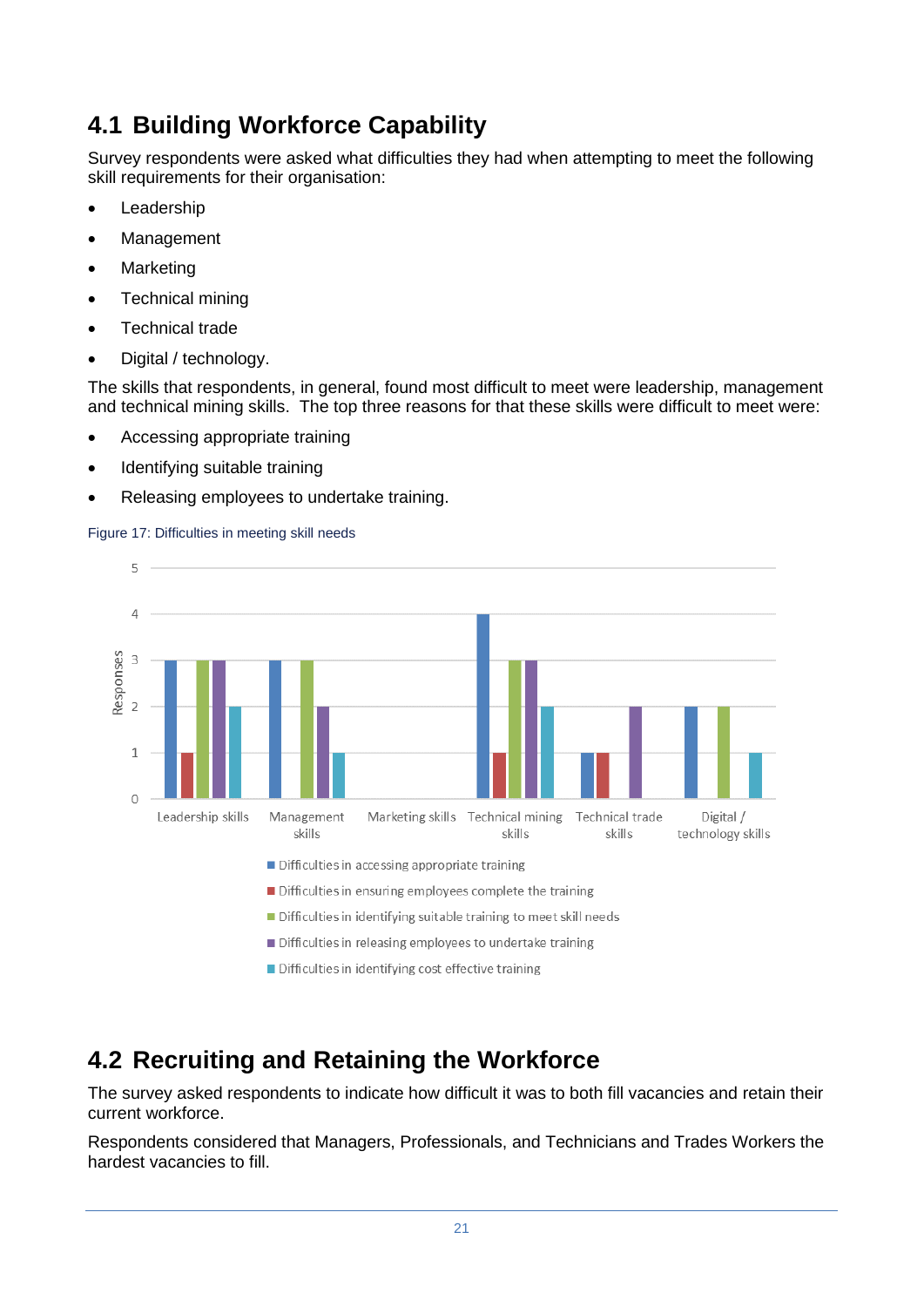## 4.1 Building Workforce Capability

Survey respondents were asked what difficulties they had when attempting to meet the following skill requirements for their organisation:

- Leadership
- Management
- Marketing
- Technical mining
- Technical trade
- Digital / technology.

The skills that respondents, in general, found most difficult to meet were leadership, management and technical mining skills. The top three reasons for that these skills were difficult to meet were:

- Accessing appropriate training
- Identifying suitable training
- Releasing employees to undertake training.

Figure 17: Difficulties in meeting skill needs

Responses

5
4
3
2
1
0

Leadership skills
Management skills
Marketing skills
Technical mining skills
Technical trade skills
Digital / technology skills

Difficulties in accessing appropriate training
Difficulties in ensuring employees complete the training
Difficulties in identifying suitable training to meet skill needs
Difficulties in releasing employees to undertake training
Difficulties in identifying cost effective training

## 4.2 Recruiting and Retaining the Workforce

The survey asked respondents to indicate how difficult it was to both fill vacancies and retain their current workforce.

Respondents considered that Managers, Professionals, and Technicians and Trades Workers the hardest vacancies to fill.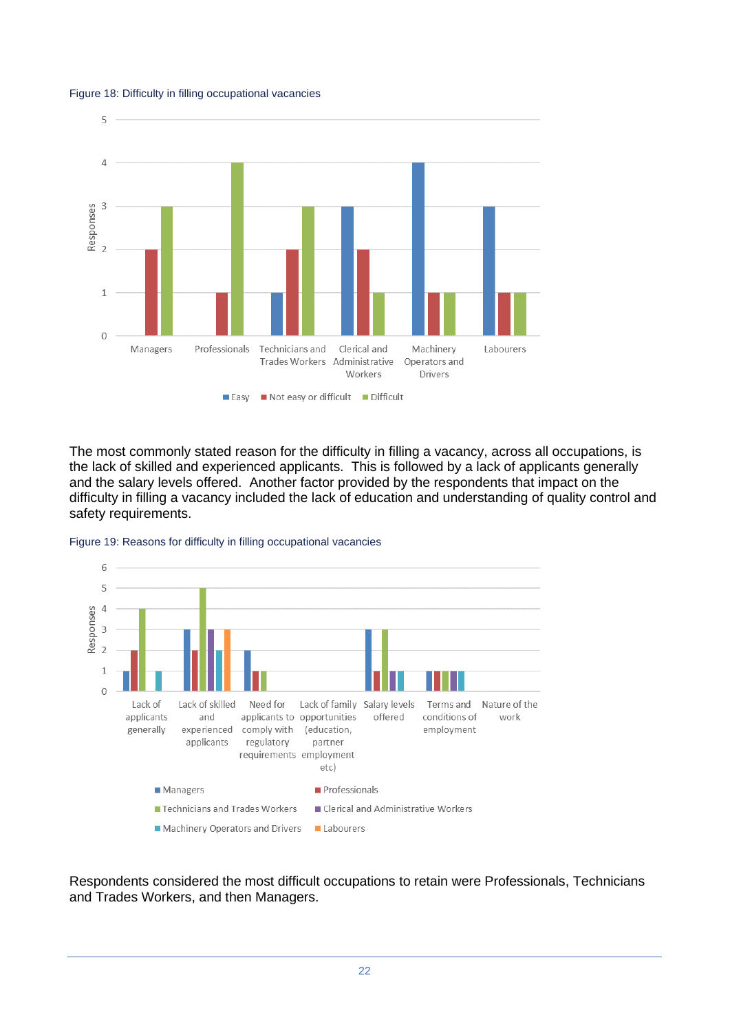Figure 18: Difficulty in filling occupational vacancies

5
4
3
2
1
0

Responses

Managers
Professionals
Technicians and Trades Workers
Clerical and Administrative Workers
Machinery Operators and Drivers
Labourers

Easy
Not easy or difficult
Difficult

The most commonly stated reason for the difficulty in filling a vacancy, across all occupations, is the lack of skilled and experienced applicants. This is followed by a lack of applicants generally and the salary levels offered. Another factor provided by the respondents that impact on the difficulty in filling a vacancy included the lack of education and understanding of quality control and safety requirements.

Figure 19: Reasons for difficulty in filling occupational vacancies

6
5
4
3
2
1
0

Responses

Lack of applicants generally
Lack of skilled and experienced applicants
Need for applicants to comply with regulatory requirements
Lack of family opportunities (education, partner employment etc)
Salary levels offered
Terms and conditions of employment
Nature of the work

Managers
Professionals
Technicians and Trades Workers
Clerical and Administrative Workers
Machinery Operators and Drivers
Labourers

Respondents considered the most difficult occupations to retain were Professionals, Technicians and Trades Workers, and then Managers.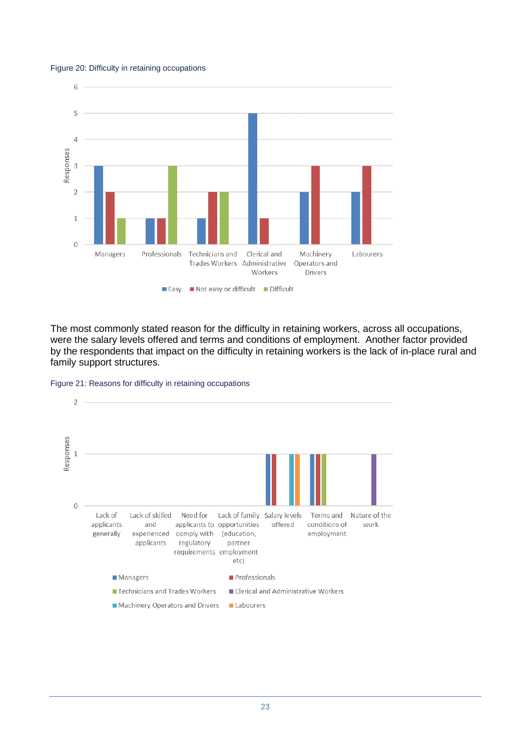Figure 20: Difficulty in retaining occupations

6
5
4
3
2
1
0

Responses

Managers
Professionals
Technicians and Trades Workers
Clerical and Administrative Workers
Machinery Operators and Drivers
Labourers

Easy
Not easy or difficult
Difficult

The most commonly stated reason for the difficulty in retaining workers, across all occupations, were the salary levels offered and terms and conditions of employment. Another factor provided by the respondents that impact on the difficulty in retaining workers is the lack of in-place rural and family support structures.

Figure 21: Reasons for difficulty in retaining occupations

2
1
0

Responses

Lack of applicants generally
Lack of skilled and experienced applicants
Need for applicants to comply with regulatory requirements
Lack of family opportunities (education, partner employment etc)
Salary levels offered
Terms and conditions of employment
Nature of the work

Managers
Professionals
Technicians and Trades Workers
Clerical and Administrative Workers
Machinery Operators and Drivers
Labourers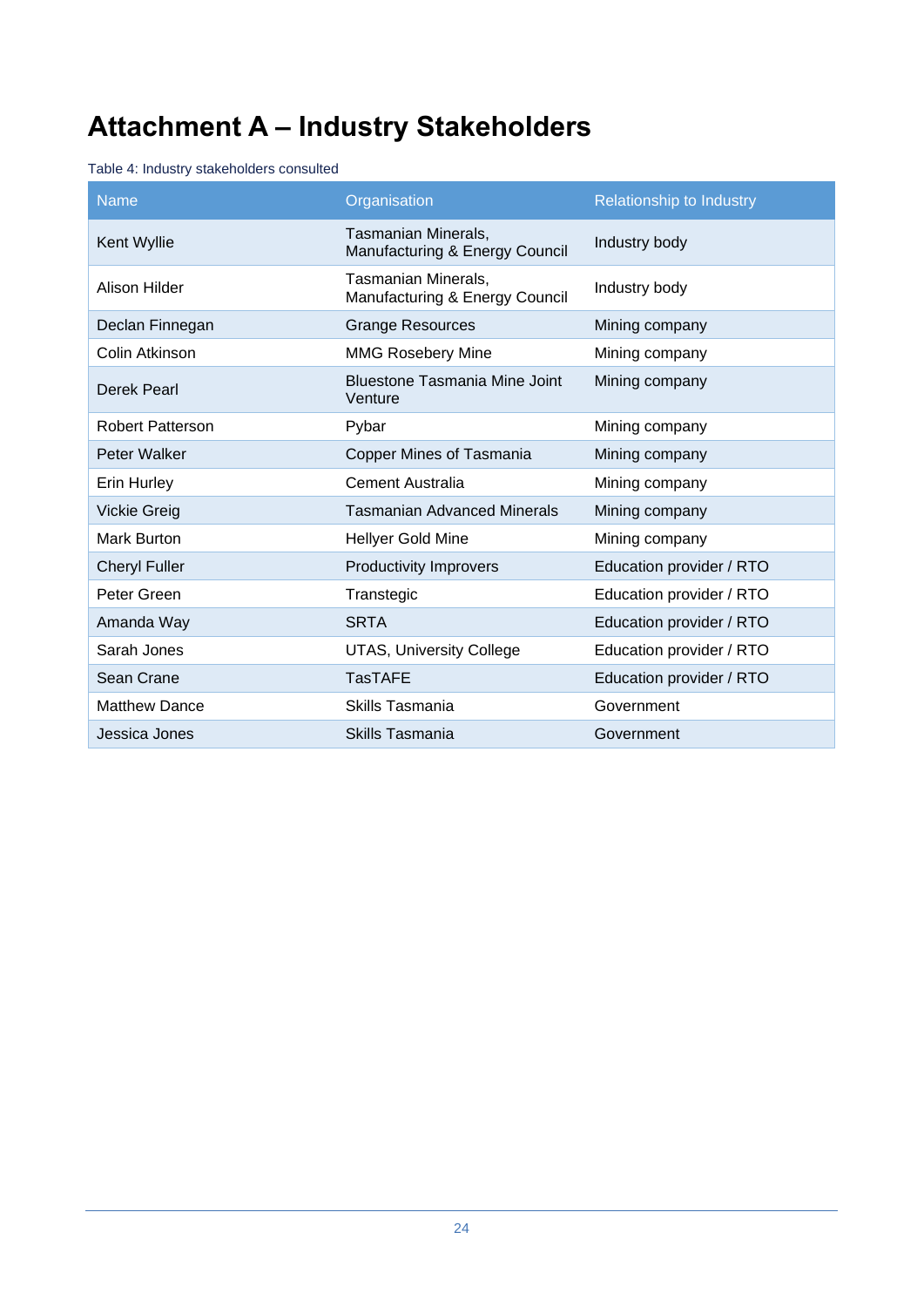# Attachment A – Industry Stakeholders

Table 4: Industry stakeholders consulted

| Name | Organisation | Relationship to Industry |
| --- | --- | --- |
| Kent Wyllie | Tasmanian Minerals, Manufacturing & Energy Council | Industry body |
| Alison Hilder | Tasmanian Minerals, Manufacturing & Energy Council | Industry body |
| Declan Finnegan | Grange Resources | Mining company |
| Colin Atkinson | MMG Rosebery Mine | Mining company |
| Derek Pearl | Bluestone Tasmania Mine Joint Venture | Mining company |
| Robert Patterson | Pybar | Mining company |
| Peter Walker | Copper Mines of Tasmania | Mining company |
| Erin Hurley | Cement Australia | Mining company |
| Vickie Greig | Tasmanian Advanced Minerals | Mining company |
| Mark Burton | Hellyer Gold Mine | Mining company |
| Cheryl Fuller | Productivity Improvers | Education provider / RTO |
| Peter Green | Transtegic | Education provider / RTO |
| Amanda Way | SRTA | Education provider / RTO |
| Sarah Jones | UTAS, University College | Education provider / RTO |
| Sean Crane | TasTAFE | Education provider / RTO |
| Matthew Dance | Skills Tasmania | Government |
| Jessica Jones | Skills Tasmania | Government |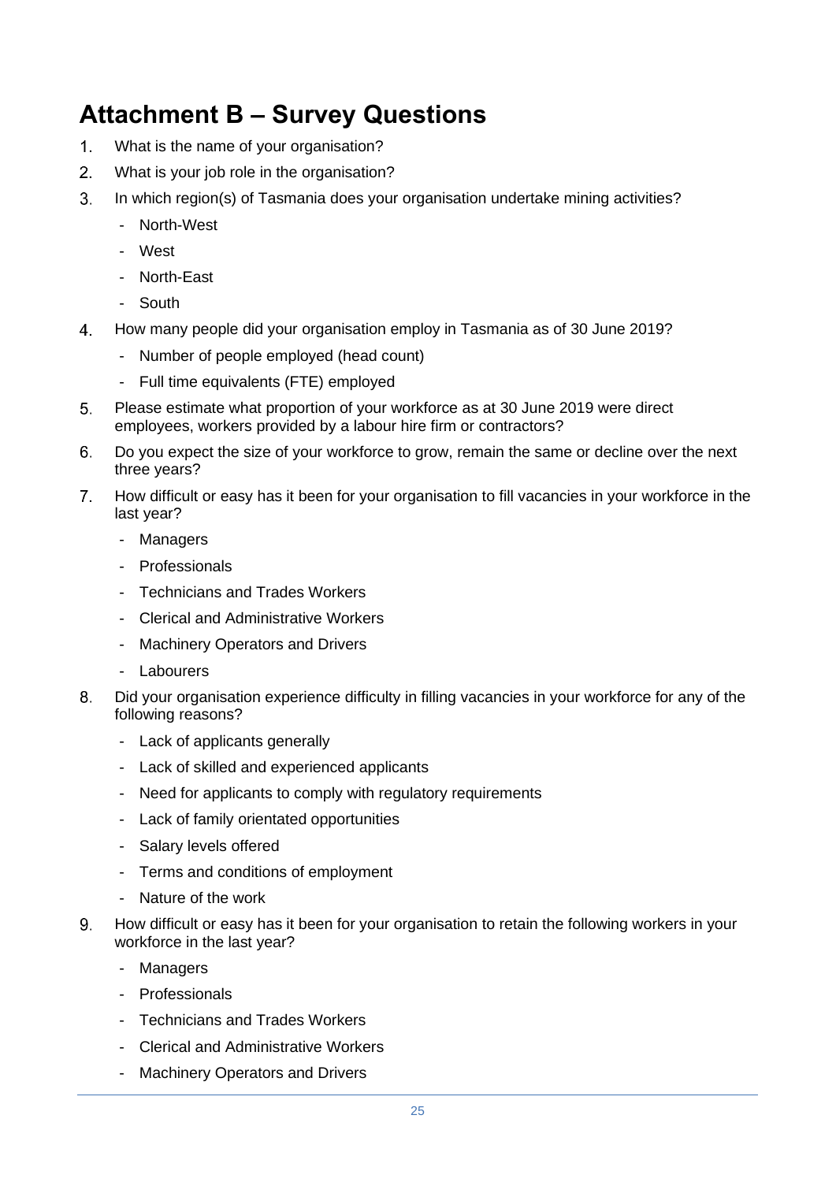# Attachment B – Survey Questions

1. What is the name of your organisation?
2. What is your job role in the organisation?
3. In which region(s) of Tasmania does your organisation undertake mining activities?
   - North-West
   - West
   - North-East
   - South
4. How many people did your organisation employ in Tasmania as of 30 June 2019?
   - Number of people employed (head count)
   - Full time equivalents (FTE) employed
5. Please estimate what proportion of your workforce as at 30 June 2019 were direct employees, workers provided by a labour hire firm or contractors?
6. Do you expect the size of your workforce to grow, remain the same or decline over the next three years?
7. How difficult or easy has it been for your organisation to fill vacancies in your workforce in the last year?
   - Managers
   - Professionals
   - Technicians and Trades Workers
   - Clerical and Administrative Workers
   - Machinery Operators and Drivers
   - Labourers
8. Did your organisation experience difficulty in filling vacancies in your workforce for any of the following reasons?
   - Lack of applicants generally
   - Lack of skilled and experienced applicants
   - Need for applicants to comply with regulatory requirements
   - Lack of family orientated opportunities
   - Salary levels offered
   - Terms and conditions of employment
   - Nature of the work
9. How difficult or easy has it been for your organisation to retain the following workers in your workforce in the last year?
   - Managers
   - Professionals
   - Technicians and Trades Workers
   - Clerical and Administrative Workers
   - Machinery Operators and Drivers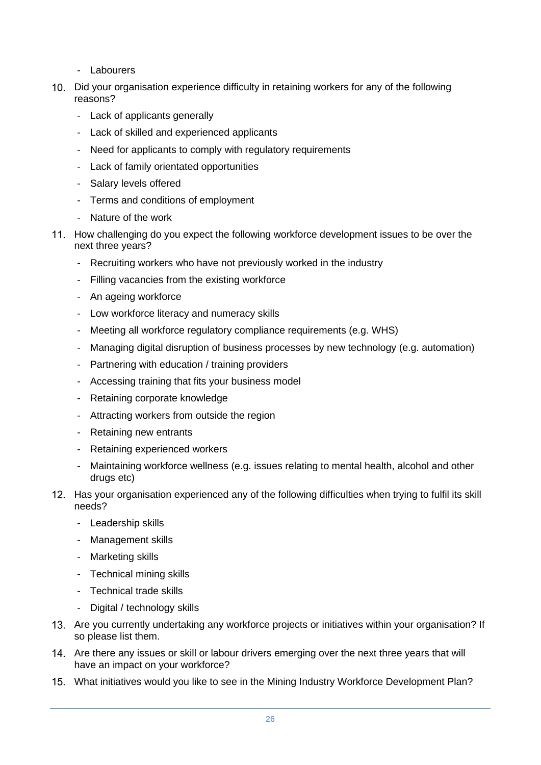- Labourers

10. Did your organisation experience difficulty in retaining workers for any of the following reasons?
    - Lack of applicants generally
    - Lack of skilled and experienced applicants
    - Need for applicants to comply with regulatory requirements
    - Lack of family orientated opportunities
    - Salary levels offered
    - Terms and conditions of employment
    - Nature of the work

11. How challenging do you expect the following workforce development issues to be over the next three years?
    - Recruiting workers who have not previously worked in the industry
    - Filling vacancies from the existing workforce
    - An ageing workforce
    - Low workforce literacy and numeracy skills
    - Meeting all workforce regulatory compliance requirements (e.g. WHS)
    - Managing digital disruption of business processes by new technology (e.g. automation)
    - Partnering with education / training providers
    - Accessing training that fits your business model
    - Retaining corporate knowledge
    - Attracting workers from outside the region
    - Retaining new entrants
    - Retaining experienced workers
    - Maintaining workforce wellness (e.g. issues relating to mental health, alcohol and other drugs etc)

12. Has your organisation experienced any of the following difficulties when trying to fulfil its skill needs?
    - Leadership skills
    - Management skills
    - Marketing skills
    - Technical mining skills
    - Technical trade skills
    - Digital / technology skills

13. Are you currently undertaking any workforce projects or initiatives within your organisation? If so please list them.

14. Are there any issues or skill or labour drivers emerging over the next three years that will have an impact on your workforce?

15. What initiatives would you like to see in the Mining Industry Workforce Development Plan?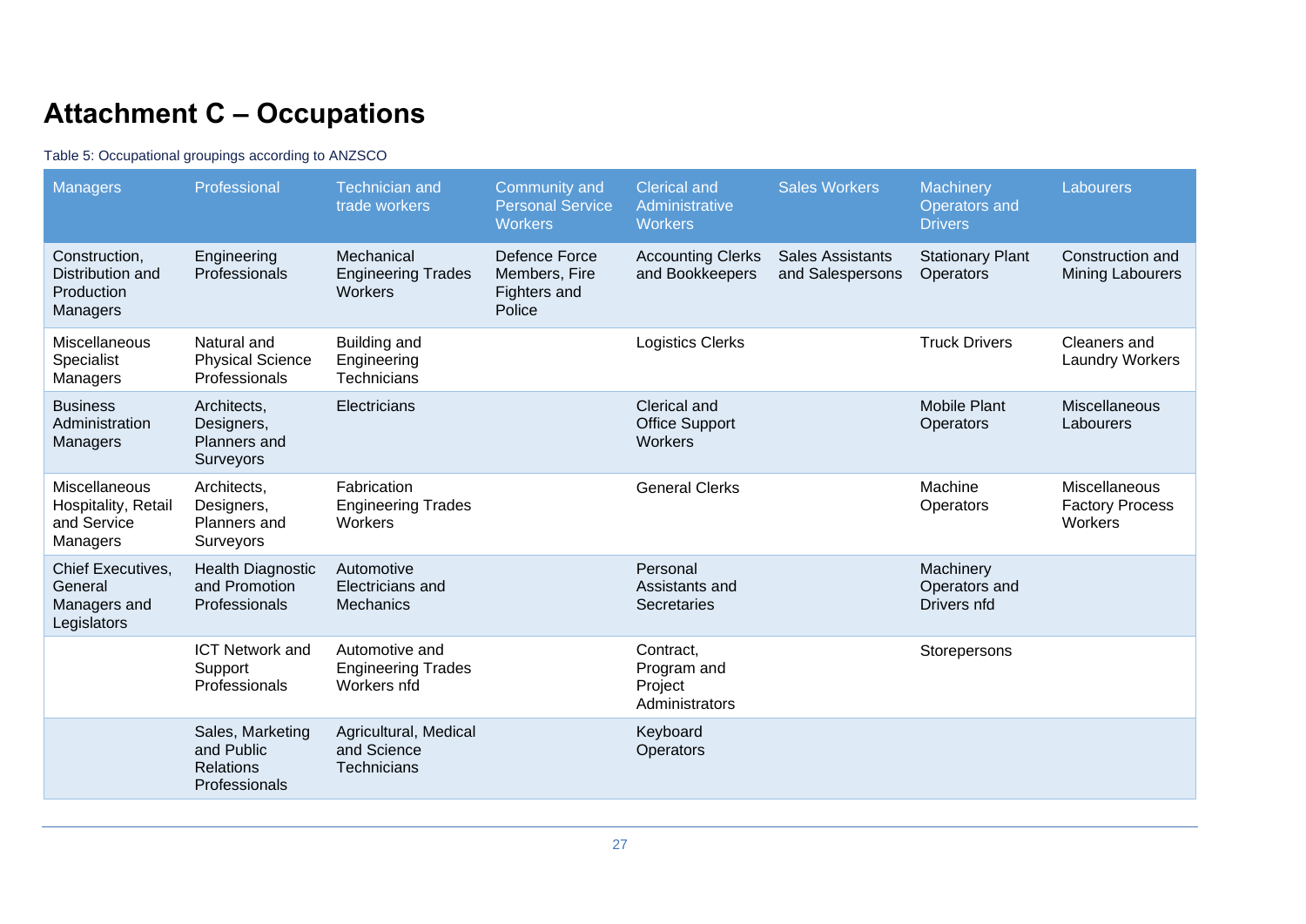# Attachment C – Occupations

Table 5: Occupational groupings according to ANZSCO

| Managers | Professional | Technician and trade workers | Community and Personal Service Workers | Clerical and Administrative Workers | Sales Workers | Machinery Operators and Drivers | Labourers |
|---|---|---|---|---|---|---|---|
| Construction, Distribution and Production Managers | Engineering Professionals | Mechanical Engineering Trades Workers | Defence Force Members, Fire Fighters and Police | Accounting Clerks and Bookkeepers | Sales Assistants and Salespersons | Stationary Plant Operators | Construction and Mining Labourers |
| Miscellaneous Specialist Managers | Natural and Physical Science Professionals | Building and Engineering Technicians | | Logistics Clerks | | Truck Drivers | Cleaners and Laundry Workers |
| Business Administration Managers | Architects, Designers, Planners and Surveyors | Electricians | | Clerical and Office Support Workers | | Mobile Plant Operators | Miscellaneous Labourers |
| Miscellaneous Hospitality, Retail and Service Managers | Architects, Designers, Planners and Surveyors | Fabrication Engineering Trades Workers | | General Clerks | | Machine Operators | Miscellaneous Factory Process Workers |
| Chief Executives, General Managers and Legislators | Health Diagnostic and Promotion Professionals | Automotive Electricians and Mechanics | | Personal Assistants and Secretaries | | Machinery Operators and Drivers nfd | |
| | ICT Network and Support Professionals | Automotive and Engineering Trades Workers nfd | | Contract, Program and Project Administrators | | Storepersons | |
| | Sales, Marketing and Public Relations Professionals | Agricultural, Medical and Science Technicians | | Keyboard Operators | | | |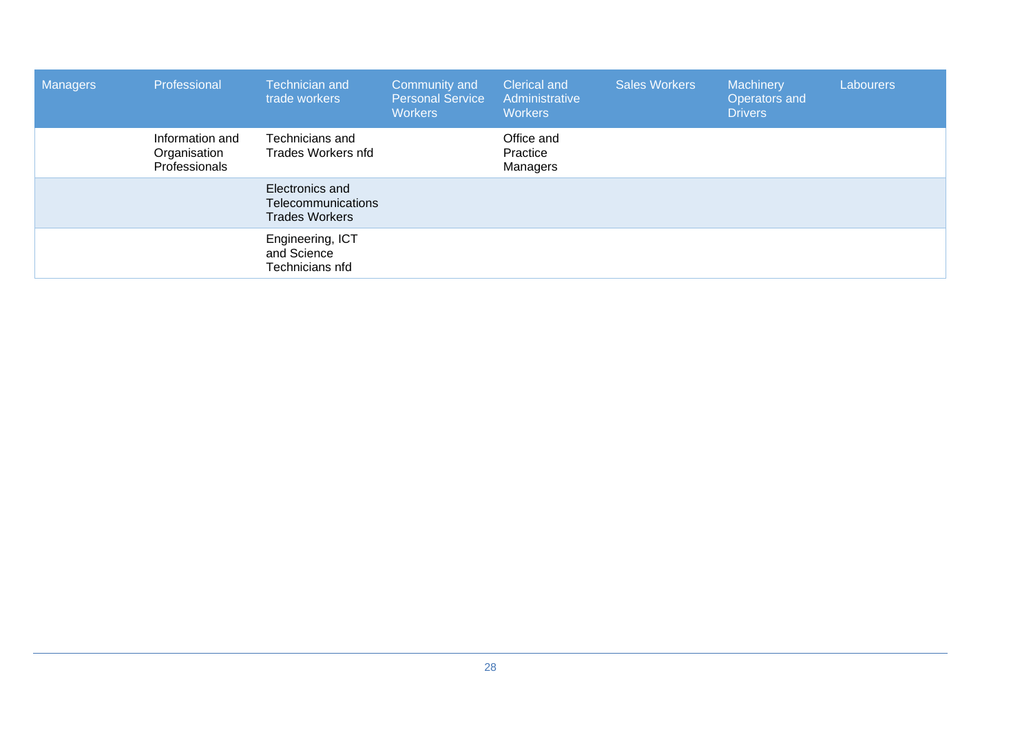| Managers | Professional | Technician and trade workers | Community and Personal Service Workers | Clerical and Administrative Workers | Sales Workers | Machinery Operators and Drivers | Labourers |
|---|---|---|---|---|---|---|---|
| | Information and Organisation Professionals | Technicians and Trades Workers nfd | | Office and Practice Managers | | | |
| | | Electronics and Telecommunications Trades Workers | | | | | |
| | | Engineering, ICT and Science Technicians nfd | | | | | |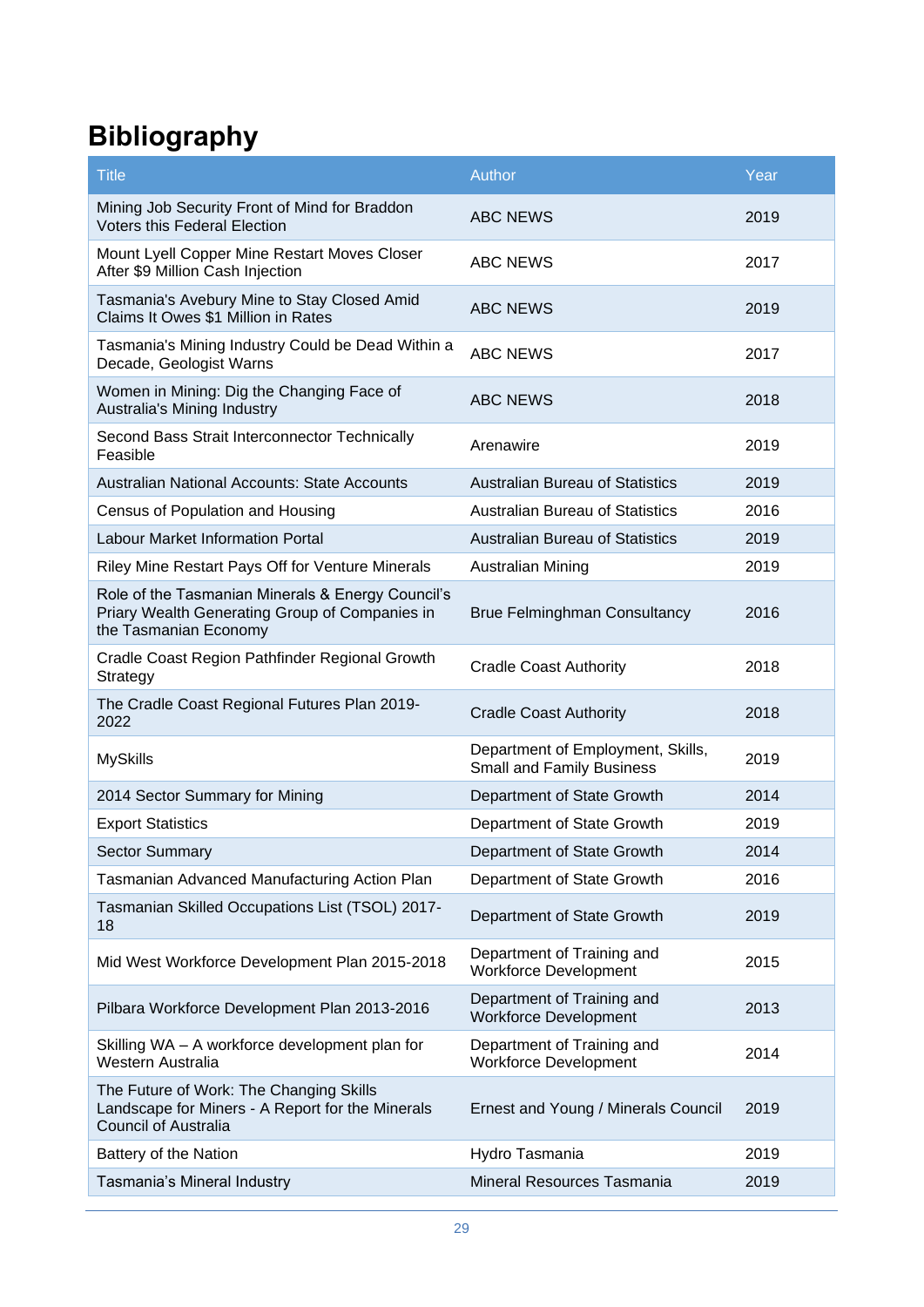# Bibliography

| Title | Author | Year |
|---|---|---|
| Mining Job Security Front of Mind for Braddon Voters this Federal Election | ABC NEWS | 2019 |
| Mount Lyell Copper Mine Restart Moves Closer After $9 Million Cash Injection | ABC NEWS | 2017 |
| Tasmania's Avebury Mine to Stay Closed Amid Claims It Owes $1 Million in Rates | ABC NEWS | 2019 |
| Tasmania's Mining Industry Could be Dead Within a Decade, Geologist Warns | ABC NEWS | 2017 |
| Women in Mining: Dig the Changing Face of Australia's Mining Industry | ABC NEWS | 2018 |
| Second Bass Strait Interconnector Technically Feasible | Arenawire | 2019 |
| Australian National Accounts: State Accounts | Australian Bureau of Statistics | 2019 |
| Census of Population and Housing | Australian Bureau of Statistics | 2016 |
| Labour Market Information Portal | Australian Bureau of Statistics | 2019 |
| Riley Mine Restart Pays Off for Venture Minerals | Australian Mining | 2019 |
| Role of the Tasmanian Minerals & Energy Council's Priary Wealth Generating Group of Companies in the Tasmanian Economy | Brue Felminghman Consultancy | 2016 |
| Cradle Coast Region Pathfinder Regional Growth Strategy | Cradle Coast Authority | 2018 |
| The Cradle Coast Regional Futures Plan 2019-2022 | Cradle Coast Authority | 2018 |
| MySkills | Department of Employment, Skills, Small and Family Business | 2019 |
| 2014 Sector Summary for Mining | Department of State Growth | 2014 |
| Export Statistics | Department of State Growth | 2019 |
| Sector Summary | Department of State Growth | 2014 |
| Tasmanian Advanced Manufacturing Action Plan | Department of State Growth | 2016 |
| Tasmanian Skilled Occupations List (TSOL) 2017-18 | Department of State Growth | 2019 |
| Mid West Workforce Development Plan 2015-2018 | Department of Training and Workforce Development | 2015 |
| Pilbara Workforce Development Plan 2013-2016 | Department of Training and Workforce Development | 2013 |
| Skilling WA – A workforce development plan for Western Australia | Department of Training and Workforce Development | 2014 |
| The Future of Work: The Changing Skills Landscape for Miners - A Report for the Minerals Council of Australia | Ernest and Young / Minerals Council | 2019 |
| Battery of the Nation | Hydro Tasmania | 2019 |
| Tasmania's Mineral Industry | Mineral Resources Tasmania | 2019 |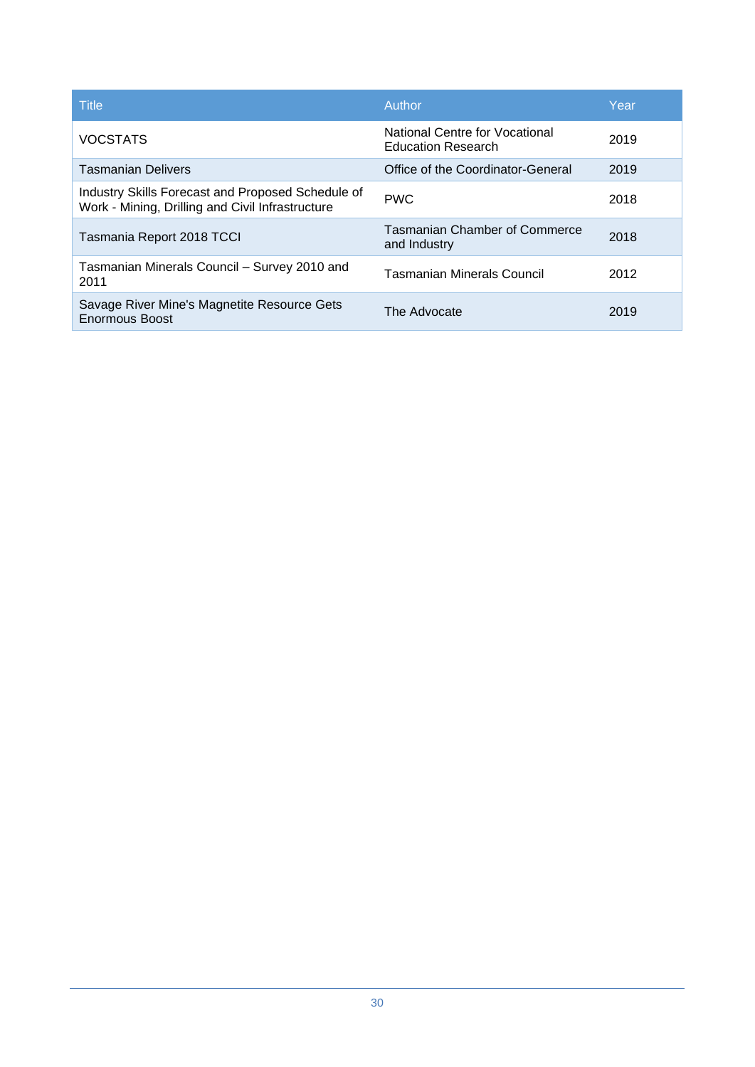| Title | Author | Year |
|---|---|---|
| VOCSTATS | National Centre for Vocational Education Research | 2019 |
| Tasmanian Delivers | Office of the Coordinator-General | 2019 |
| Industry Skills Forecast and Proposed Schedule of Work - Mining, Drilling and Civil Infrastructure | PWC | 2018 |
| Tasmania Report 2018 TCCI | Tasmanian Chamber of Commerce and Industry | 2018 |
| Tasmanian Minerals Council – Survey 2010 and 2011 | Tasmanian Minerals Council | 2012 |
| Savage River Mine's Magnetite Resource Gets Enormous Boost | The Advocate | 2019 |